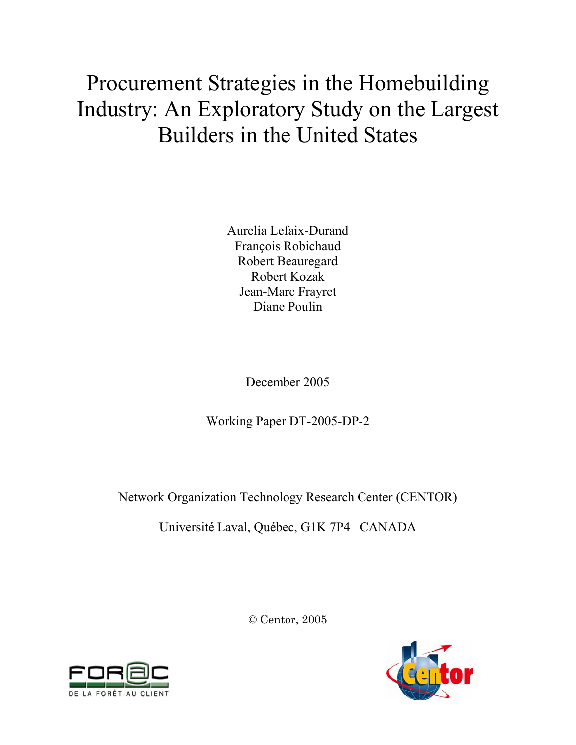# Procurement Strategies in the Homebuilding Industry: An Exploratory Study on the Largest Builders in the United States

Aurelia Lefaix-Durand
François Robichaud
Robert Beauregard
Robert Kozak
Jean-Marc Frayret
Diane Poulin

December 2005

Working Paper DT-2005-DP-2

Network Organization Technology Research Center (CENTOR)

Université Laval, Québec, G1K 7P4 CANADA

© Centor, 2005

FOR@C
DE LA FORÊT AU CLIENT

Centor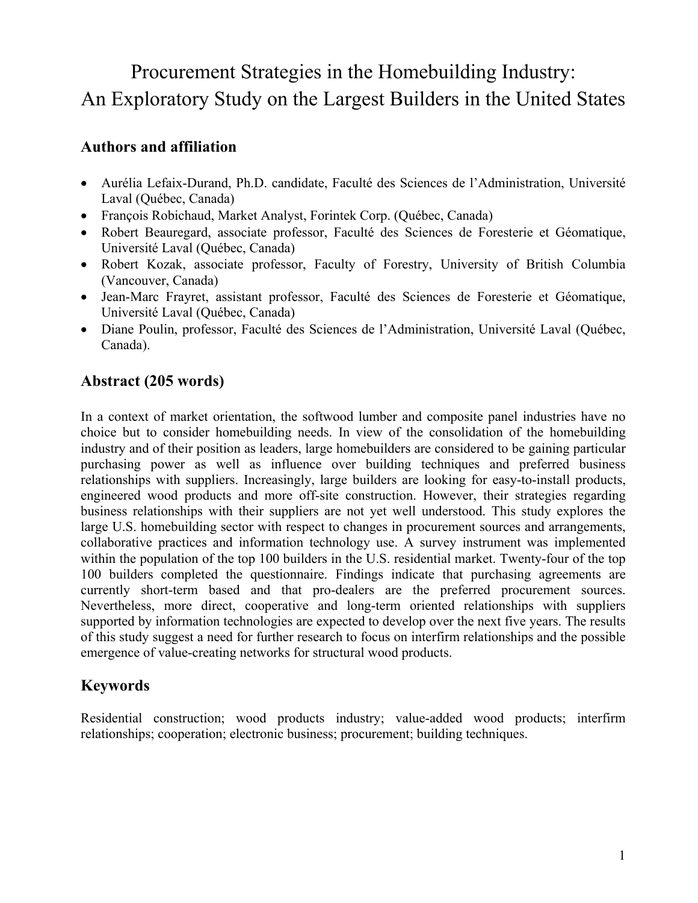# Procurement Strategies in the Homebuilding Industry: An Exploratory Study on the Largest Builders in the United States

## Authors and affiliation

- Aurélia Lefaix-Durand, Ph.D. candidate, Faculté des Sciences de l'Administration, Université Laval (Québec, Canada)
- François Robichaud, Market Analyst, Forintek Corp. (Québec, Canada)
- Robert Beauregard, associate professor, Faculté des Sciences de Foresterie et Géomatique, Université Laval (Québec, Canada)
- Robert Kozak, associate professor, Faculty of Forestry, University of British Columbia (Vancouver, Canada)
- Jean-Marc Frayret, assistant professor, Faculté des Sciences de Foresterie et Géomatique, Université Laval (Québec, Canada)
- Diane Poulin, professor, Faculté des Sciences de l'Administration, Université Laval (Québec, Canada).

## Abstract (205 words)

In a context of market orientation, the softwood lumber and composite panel industries have no choice but to consider homebuilding needs. In view of the consolidation of the homebuilding industry and of their position as leaders, large homebuilders are considered to be gaining particular purchasing power as well as influence over building techniques and preferred business relationships with suppliers. Increasingly, large builders are looking for easy-to-install products, engineered wood products and more off-site construction. However, their strategies regarding business relationships with their suppliers are not yet well understood. This study explores the large U.S. homebuilding sector with respect to changes in procurement sources and arrangements, collaborative practices and information technology use. A survey instrument was implemented within the population of the top 100 builders in the U.S. residential market. Twenty-four of the top 100 builders completed the questionnaire. Findings indicate that purchasing agreements are currently short-term based and that pro-dealers are the preferred procurement sources. Nevertheless, more direct, cooperative and long-term oriented relationships with suppliers supported by information technologies are expected to develop over the next five years. The results of this study suggest a need for further research to focus on interfirm relationships and the possible emergence of value-creating networks for structural wood products.

## Keywords

Residential construction; wood products industry; value-added wood products; interfirm relationships; cooperation; electronic business; procurement; building techniques.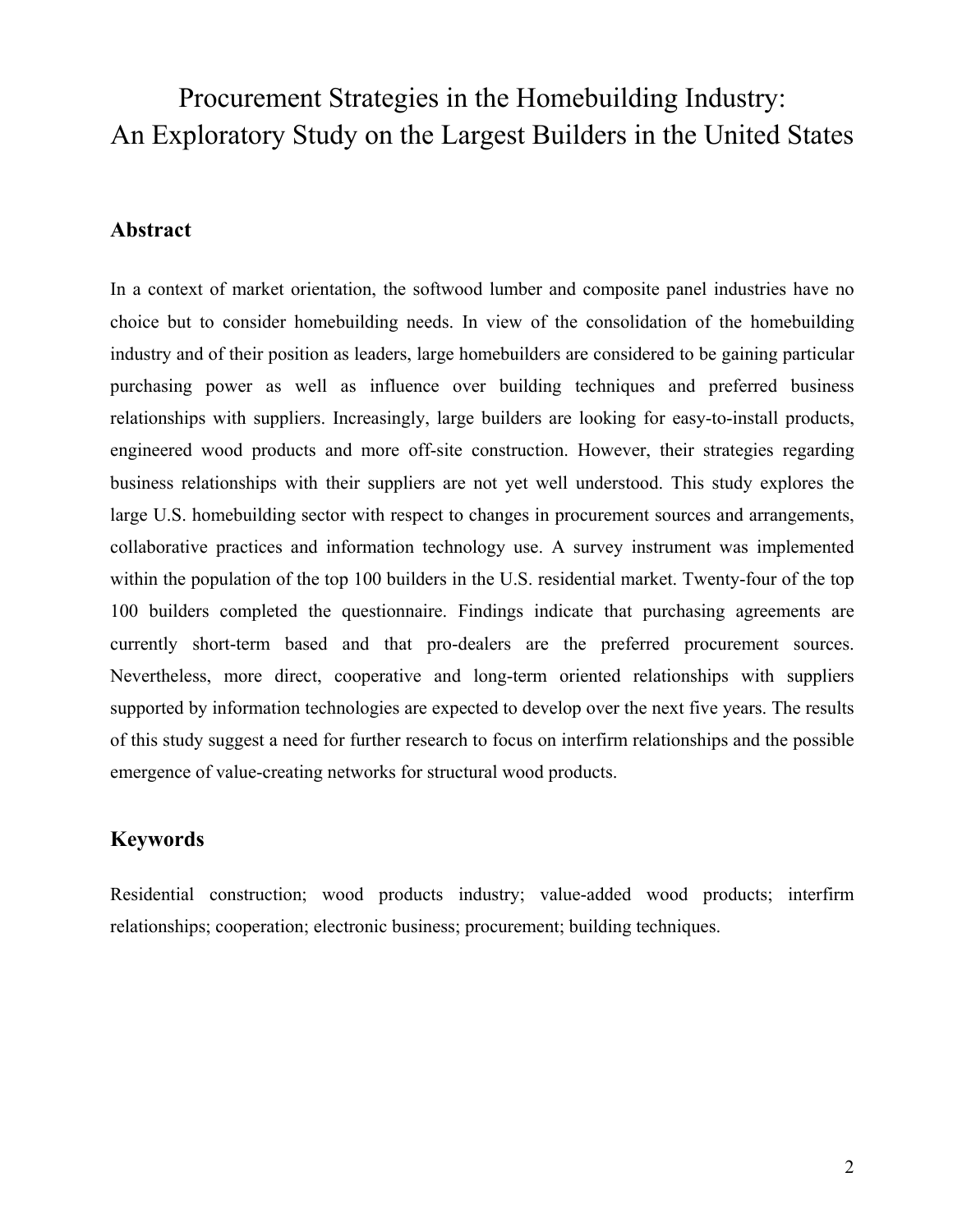# Procurement Strategies in the Homebuilding Industry: An Exploratory Study on the Largest Builders in the United States

## Abstract

In a context of market orientation, the softwood lumber and composite panel industries have no choice but to consider homebuilding needs. In view of the consolidation of the homebuilding industry and of their position as leaders, large homebuilders are considered to be gaining particular purchasing power as well as influence over building techniques and preferred business relationships with suppliers. Increasingly, large builders are looking for easy-to-install products, engineered wood products and more off-site construction. However, their strategies regarding business relationships with their suppliers are not yet well understood. This study explores the large U.S. homebuilding sector with respect to changes in procurement sources and arrangements, collaborative practices and information technology use. A survey instrument was implemented within the population of the top 100 builders in the U.S. residential market. Twenty-four of the top 100 builders completed the questionnaire. Findings indicate that purchasing agreements are currently short-term based and that pro-dealers are the preferred procurement sources. Nevertheless, more direct, cooperative and long-term oriented relationships with suppliers supported by information technologies are expected to develop over the next five years. The results of this study suggest a need for further research to focus on interfirm relationships and the possible emergence of value-creating networks for structural wood products.

## Keywords

Residential construction; wood products industry; value-added wood products; interfirm relationships; cooperation; electronic business; procurement; building techniques.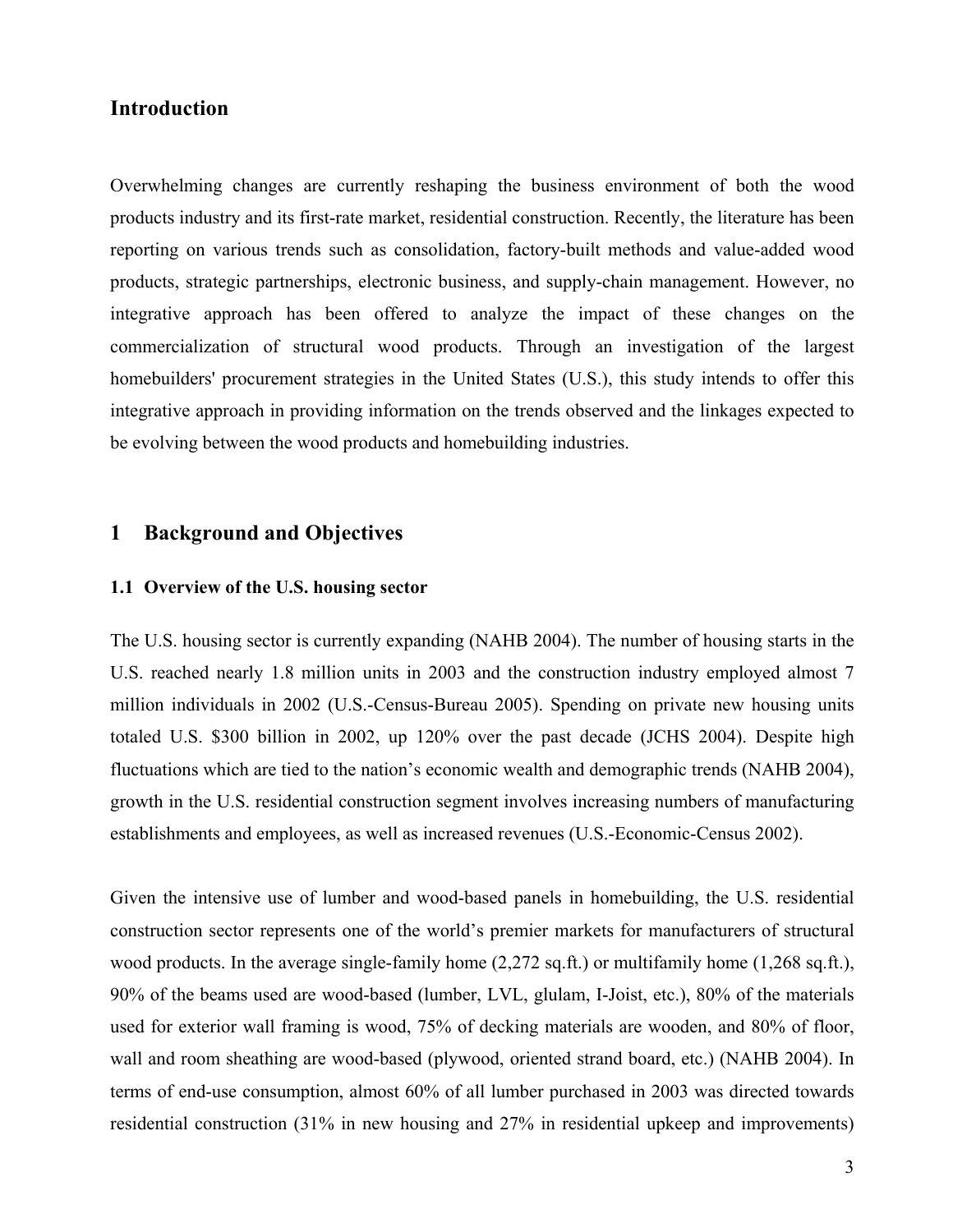## Introduction

Overwhelming changes are currently reshaping the business environment of both the wood products industry and its first-rate market, residential construction. Recently, the literature has been reporting on various trends such as consolidation, factory-built methods and value-added wood products, strategic partnerships, electronic business, and supply-chain management. However, no integrative approach has been offered to analyze the impact of these changes on the commercialization of structural wood products. Through an investigation of the largest homebuilders' procurement strategies in the United States (U.S.), this study intends to offer this integrative approach in providing information on the trends observed and the linkages expected to be evolving between the wood products and homebuilding industries.

## 1 Background and Objectives

### 1.1 Overview of the U.S. housing sector

The U.S. housing sector is currently expanding (NAHB 2004). The number of housing starts in the U.S. reached nearly 1.8 million units in 2003 and the construction industry employed almost 7 million individuals in 2002 (U.S.-Census-Bureau 2005). Spending on private new housing units totaled U.S. $300 billion in 2002, up 120% over the past decade (JCHS 2004). Despite high fluctuations which are tied to the nation's economic wealth and demographic trends (NAHB 2004), growth in the U.S. residential construction segment involves increasing numbers of manufacturing establishments and employees, as well as increased revenues (U.S.-Economic-Census 2002).

Given the intensive use of lumber and wood-based panels in homebuilding, the U.S. residential construction sector represents one of the world's premier markets for manufacturers of structural wood products. In the average single-family home (2,272 sq.ft.) or multifamily home (1,268 sq.ft.), 90% of the beams used are wood-based (lumber, LVL, glulam, I-Joist, etc.), 80% of the materials used for exterior wall framing is wood, 75% of decking materials are wooden, and 80% of floor, wall and room sheathing are wood-based (plywood, oriented strand board, etc.) (NAHB 2004). In terms of end-use consumption, almost 60% of all lumber purchased in 2003 was directed towards residential construction (31% in new housing and 27% in residential upkeep and improvements)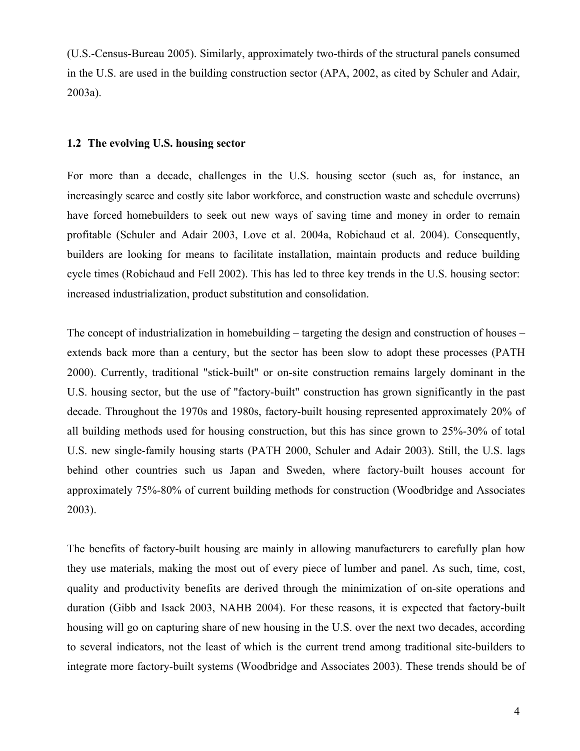(U.S.-Census-Bureau 2005). Similarly, approximately two-thirds of the structural panels consumed in the U.S. are used in the building construction sector (APA, 2002, as cited by Schuler and Adair, 2003a).

## 1.2 The evolving U.S. housing sector

For more than a decade, challenges in the U.S. housing sector (such as, for instance, an increasingly scarce and costly site labor workforce, and construction waste and schedule overruns) have forced homebuilders to seek out new ways of saving time and money in order to remain profitable (Schuler and Adair 2003, Love et al. 2004a, Robichaud et al. 2004). Consequently, builders are looking for means to facilitate installation, maintain products and reduce building cycle times (Robichaud and Fell 2002). This has led to three key trends in the U.S. housing sector: increased industrialization, product substitution and consolidation.

The concept of industrialization in homebuilding – targeting the design and construction of houses – extends back more than a century, but the sector has been slow to adopt these processes (PATH 2000). Currently, traditional "stick-built" or on-site construction remains largely dominant in the U.S. housing sector, but the use of "factory-built" construction has grown significantly in the past decade. Throughout the 1970s and 1980s, factory-built housing represented approximately 20% of all building methods used for housing construction, but this has since grown to 25%-30% of total U.S. new single-family housing starts (PATH 2000, Schuler and Adair 2003). Still, the U.S. lags behind other countries such us Japan and Sweden, where factory-built houses account for approximately 75%-80% of current building methods for construction (Woodbridge and Associates 2003).

The benefits of factory-built housing are mainly in allowing manufacturers to carefully plan how they use materials, making the most out of every piece of lumber and panel. As such, time, cost, quality and productivity benefits are derived through the minimization of on-site operations and duration (Gibb and Isack 2003, NAHB 2004). For these reasons, it is expected that factory-built housing will go on capturing share of new housing in the U.S. over the next two decades, according to several indicators, not the least of which is the current trend among traditional site-builders to integrate more factory-built systems (Woodbridge and Associates 2003). These trends should be of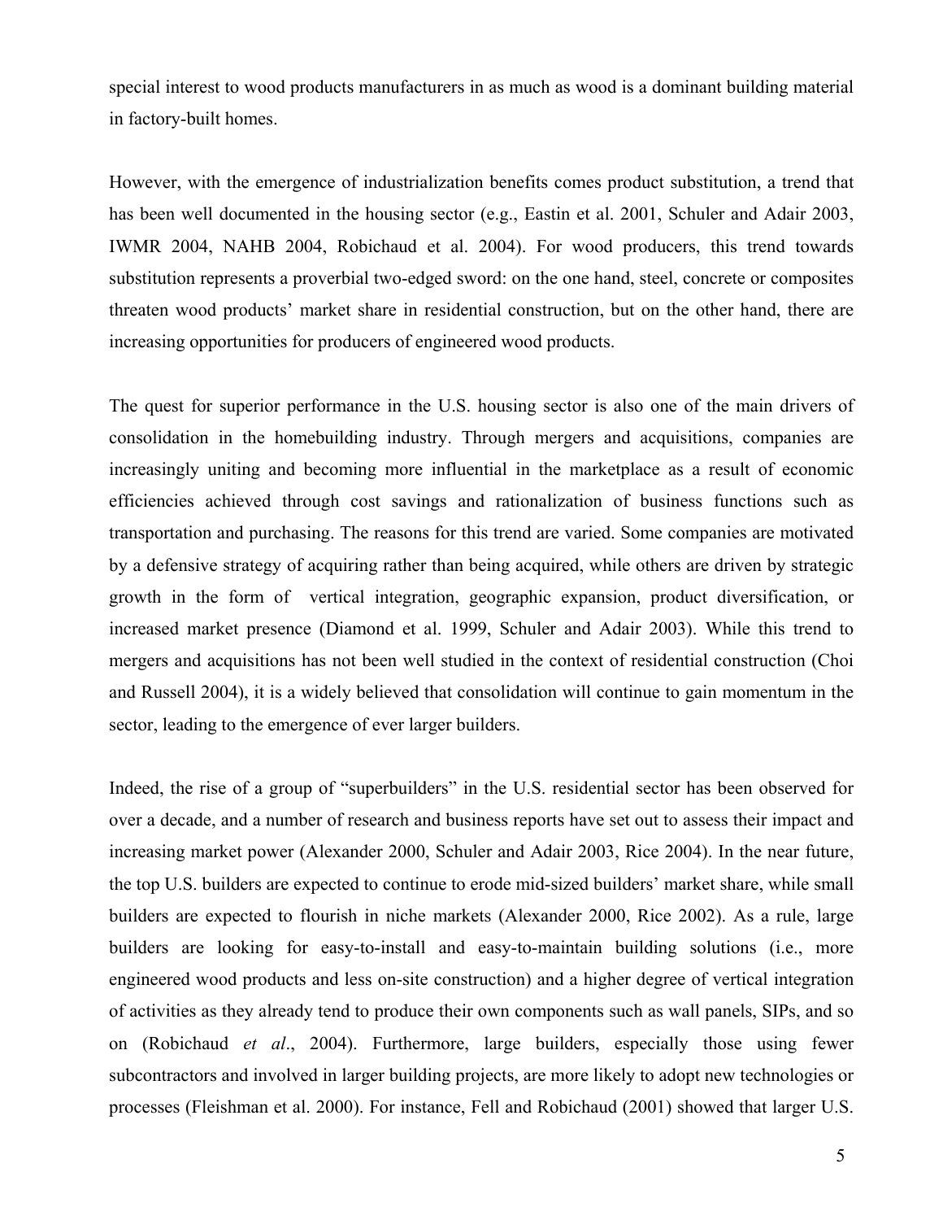special interest to wood products manufacturers in as much as wood is a dominant building material in factory-built homes.

However, with the emergence of industrialization benefits comes product substitution, a trend that has been well documented in the housing sector (e.g., Eastin et al. 2001, Schuler and Adair 2003, IWMR 2004, NAHB 2004, Robichaud et al. 2004). For wood producers, this trend towards substitution represents a proverbial two-edged sword: on the one hand, steel, concrete or composites threaten wood products' market share in residential construction, but on the other hand, there are increasing opportunities for producers of engineered wood products.

The quest for superior performance in the U.S. housing sector is also one of the main drivers of consolidation in the homebuilding industry. Through mergers and acquisitions, companies are increasingly uniting and becoming more influential in the marketplace as a result of economic efficiencies achieved through cost savings and rationalization of business functions such as transportation and purchasing. The reasons for this trend are varied. Some companies are motivated by a defensive strategy of acquiring rather than being acquired, while others are driven by strategic growth in the form of vertical integration, geographic expansion, product diversification, or increased market presence (Diamond et al. 1999, Schuler and Adair 2003). While this trend to mergers and acquisitions has not been well studied in the context of residential construction (Choi and Russell 2004), it is a widely believed that consolidation will continue to gain momentum in the sector, leading to the emergence of ever larger builders.

Indeed, the rise of a group of "superbuilders" in the U.S. residential sector has been observed for over a decade, and a number of research and business reports have set out to assess their impact and increasing market power (Alexander 2000, Schuler and Adair 2003, Rice 2004). In the near future, the top U.S. builders are expected to continue to erode mid-sized builders' market share, while small builders are expected to flourish in niche markets (Alexander 2000, Rice 2002). As a rule, large builders are looking for easy-to-install and easy-to-maintain building solutions (i.e., more engineered wood products and less on-site construction) and a higher degree of vertical integration of activities as they already tend to produce their own components such as wall panels, SIPs, and so on (Robichaud *et al*., 2004). Furthermore, large builders, especially those using fewer subcontractors and involved in larger building projects, are more likely to adopt new technologies or processes (Fleishman et al. 2000). For instance, Fell and Robichaud (2001) showed that larger U.S.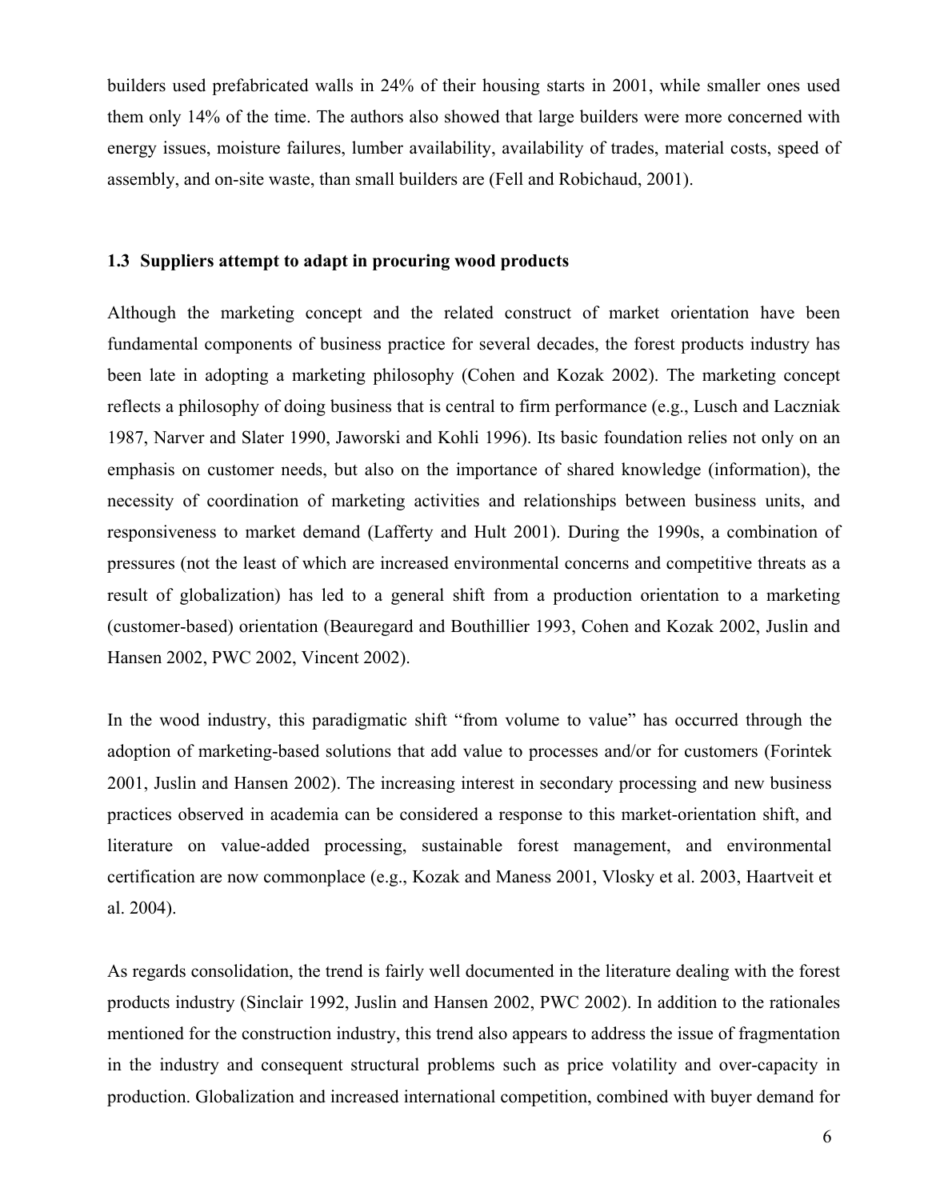builders used prefabricated walls in 24% of their housing starts in 2001, while smaller ones used them only 14% of the time. The authors also showed that large builders were more concerned with energy issues, moisture failures, lumber availability, availability of trades, material costs, speed of assembly, and on-site waste, than small builders are (Fell and Robichaud, 2001).

### 1.3 Suppliers attempt to adapt in procuring wood products

Although the marketing concept and the related construct of market orientation have been fundamental components of business practice for several decades, the forest products industry has been late in adopting a marketing philosophy (Cohen and Kozak 2002). The marketing concept reflects a philosophy of doing business that is central to firm performance (e.g., Lusch and Laczniak 1987, Narver and Slater 1990, Jaworski and Kohli 1996). Its basic foundation relies not only on an emphasis on customer needs, but also on the importance of shared knowledge (information), the necessity of coordination of marketing activities and relationships between business units, and responsiveness to market demand (Lafferty and Hult 2001). During the 1990s, a combination of pressures (not the least of which are increased environmental concerns and competitive threats as a result of globalization) has led to a general shift from a production orientation to a marketing (customer-based) orientation (Beauregard and Bouthillier 1993, Cohen and Kozak 2002, Juslin and Hansen 2002, PWC 2002, Vincent 2002).

In the wood industry, this paradigmatic shift "from volume to value" has occurred through the adoption of marketing-based solutions that add value to processes and/or for customers (Forintek 2001, Juslin and Hansen 2002). The increasing interest in secondary processing and new business practices observed in academia can be considered a response to this market-orientation shift, and literature on value-added processing, sustainable forest management, and environmental certification are now commonplace (e.g., Kozak and Maness 2001, Vlosky et al. 2003, Haartveit et al. 2004).

As regards consolidation, the trend is fairly well documented in the literature dealing with the forest products industry (Sinclair 1992, Juslin and Hansen 2002, PWC 2002). In addition to the rationales mentioned for the construction industry, this trend also appears to address the issue of fragmentation in the industry and consequent structural problems such as price volatility and over-capacity in production. Globalization and increased international competition, combined with buyer demand for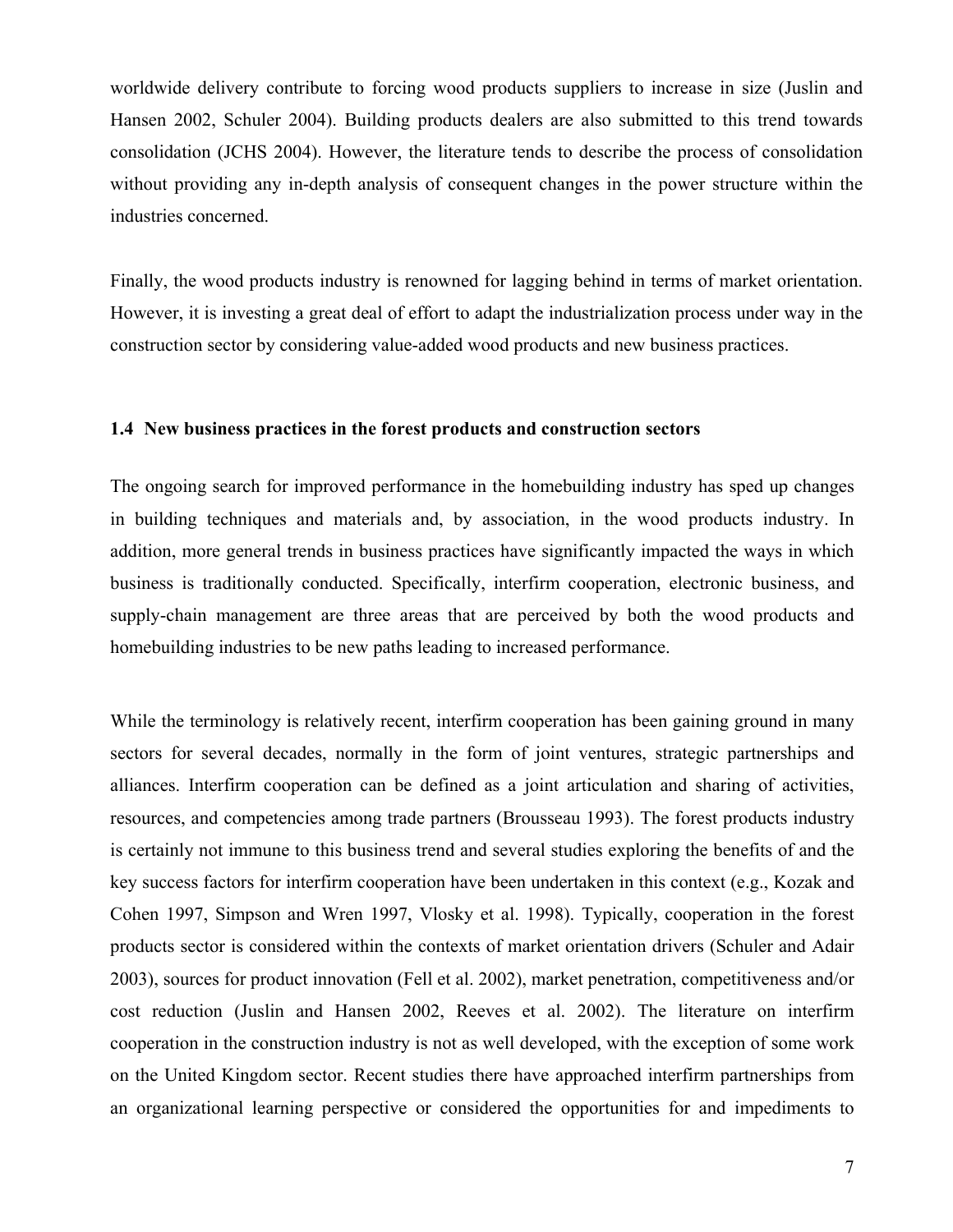worldwide delivery contribute to forcing wood products suppliers to increase in size (Juslin and Hansen 2002, Schuler 2004). Building products dealers are also submitted to this trend towards consolidation (JCHS 2004). However, the literature tends to describe the process of consolidation without providing any in-depth analysis of consequent changes in the power structure within the industries concerned.

Finally, the wood products industry is renowned for lagging behind in terms of market orientation. However, it is investing a great deal of effort to adapt the industrialization process under way in the construction sector by considering value-added wood products and new business practices.

### 1.4 New business practices in the forest products and construction sectors

The ongoing search for improved performance in the homebuilding industry has sped up changes in building techniques and materials and, by association, in the wood products industry. In addition, more general trends in business practices have significantly impacted the ways in which business is traditionally conducted. Specifically, interfirm cooperation, electronic business, and supply-chain management are three areas that are perceived by both the wood products and homebuilding industries to be new paths leading to increased performance.

While the terminology is relatively recent, interfirm cooperation has been gaining ground in many sectors for several decades, normally in the form of joint ventures, strategic partnerships and alliances. Interfirm cooperation can be defined as a joint articulation and sharing of activities, resources, and competencies among trade partners (Brousseau 1993). The forest products industry is certainly not immune to this business trend and several studies exploring the benefits of and the key success factors for interfirm cooperation have been undertaken in this context (e.g., Kozak and Cohen 1997, Simpson and Wren 1997, Vlosky et al. 1998). Typically, cooperation in the forest products sector is considered within the contexts of market orientation drivers (Schuler and Adair 2003), sources for product innovation (Fell et al. 2002), market penetration, competitiveness and/or cost reduction (Juslin and Hansen 2002, Reeves et al. 2002). The literature on interfirm cooperation in the construction industry is not as well developed, with the exception of some work on the United Kingdom sector. Recent studies there have approached interfirm partnerships from an organizational learning perspective or considered the opportunities for and impediments to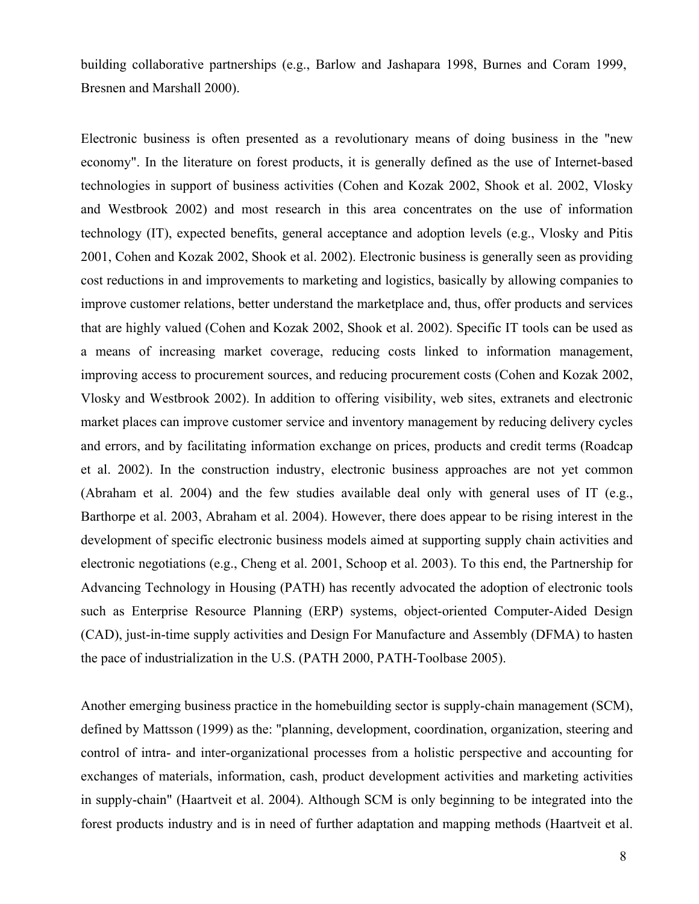building collaborative partnerships (e.g., Barlow and Jashapara 1998, Burnes and Coram 1999, Bresnen and Marshall 2000).

Electronic business is often presented as a revolutionary means of doing business in the "new economy". In the literature on forest products, it is generally defined as the use of Internet-based technologies in support of business activities (Cohen and Kozak 2002, Shook et al. 2002, Vlosky and Westbrook 2002) and most research in this area concentrates on the use of information technology (IT), expected benefits, general acceptance and adoption levels (e.g., Vlosky and Pitis 2001, Cohen and Kozak 2002, Shook et al. 2002). Electronic business is generally seen as providing cost reductions in and improvements to marketing and logistics, basically by allowing companies to improve customer relations, better understand the marketplace and, thus, offer products and services that are highly valued (Cohen and Kozak 2002, Shook et al. 2002). Specific IT tools can be used as a means of increasing market coverage, reducing costs linked to information management, improving access to procurement sources, and reducing procurement costs (Cohen and Kozak 2002, Vlosky and Westbrook 2002). In addition to offering visibility, web sites, extranets and electronic market places can improve customer service and inventory management by reducing delivery cycles and errors, and by facilitating information exchange on prices, products and credit terms (Roadcap et al. 2002). In the construction industry, electronic business approaches are not yet common (Abraham et al. 2004) and the few studies available deal only with general uses of IT (e.g., Barthorpe et al. 2003, Abraham et al. 2004). However, there does appear to be rising interest in the development of specific electronic business models aimed at supporting supply chain activities and electronic negotiations (e.g., Cheng et al. 2001, Schoop et al. 2003). To this end, the Partnership for Advancing Technology in Housing (PATH) has recently advocated the adoption of electronic tools such as Enterprise Resource Planning (ERP) systems, object-oriented Computer-Aided Design (CAD), just-in-time supply activities and Design For Manufacture and Assembly (DFMA) to hasten the pace of industrialization in the U.S. (PATH 2000, PATH-Toolbase 2005).

Another emerging business practice in the homebuilding sector is supply-chain management (SCM), defined by Mattsson (1999) as the: "planning, development, coordination, organization, steering and control of intra- and inter-organizational processes from a holistic perspective and accounting for exchanges of materials, information, cash, product development activities and marketing activities in supply-chain" (Haartveit et al. 2004). Although SCM is only beginning to be integrated into the forest products industry and is in need of further adaptation and mapping methods (Haartveit et al.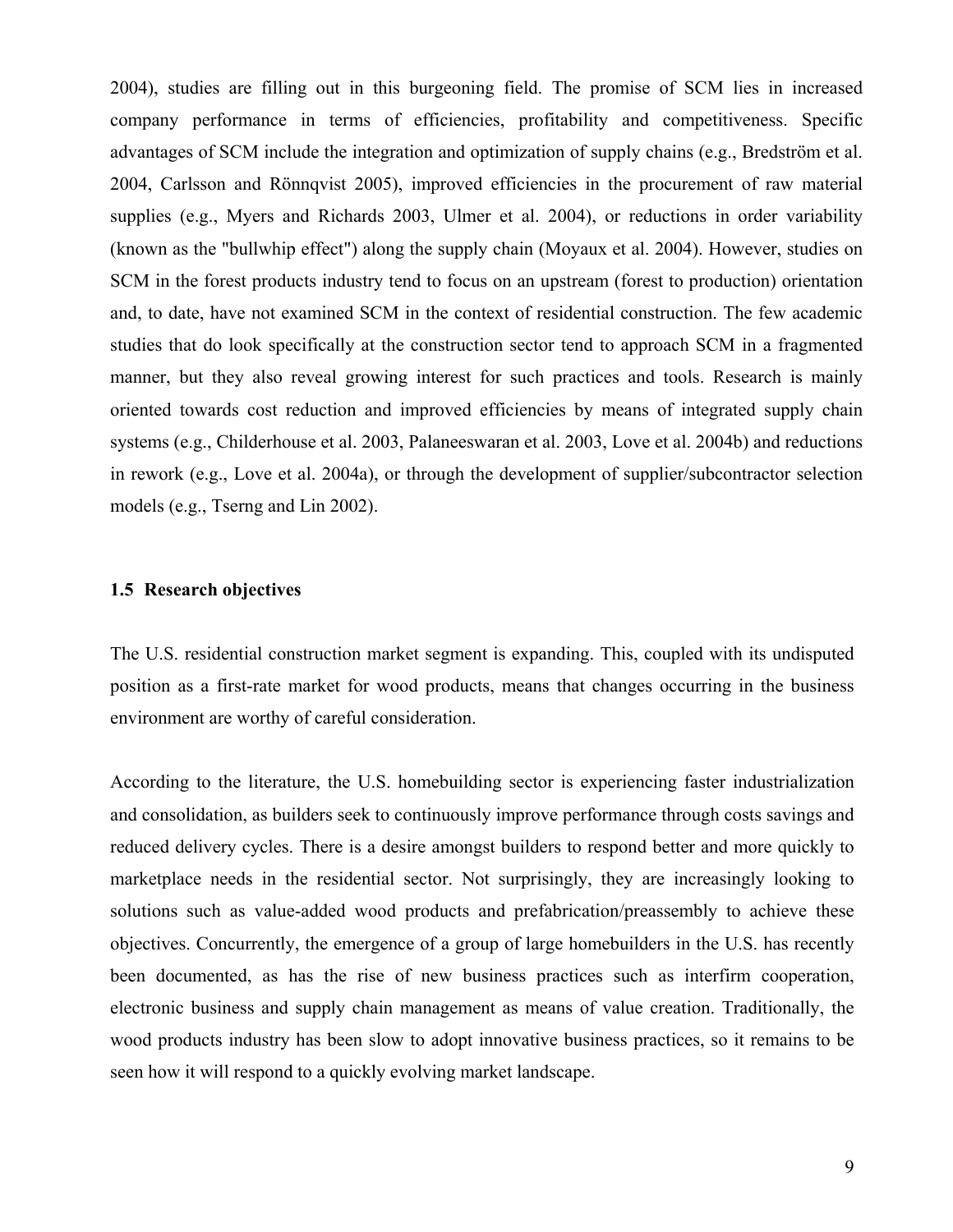2004), studies are filling out in this burgeoning field. The promise of SCM lies in increased company performance in terms of efficiencies, profitability and competitiveness. Specific advantages of SCM include the integration and optimization of supply chains (e.g., Bredström et al. 2004, Carlsson and Rönnqvist 2005), improved efficiencies in the procurement of raw material supplies (e.g., Myers and Richards 2003, Ulmer et al. 2004), or reductions in order variability (known as the "bullwhip effect") along the supply chain (Moyaux et al. 2004). However, studies on SCM in the forest products industry tend to focus on an upstream (forest to production) orientation and, to date, have not examined SCM in the context of residential construction. The few academic studies that do look specifically at the construction sector tend to approach SCM in a fragmented manner, but they also reveal growing interest for such practices and tools. Research is mainly oriented towards cost reduction and improved efficiencies by means of integrated supply chain systems (e.g., Childerhouse et al. 2003, Palaneeswaran et al. 2003, Love et al. 2004b) and reductions in rework (e.g., Love et al. 2004a), or through the development of supplier/subcontractor selection models (e.g., Tserng and Lin 2002).

## 1.5 Research objectives

The U.S. residential construction market segment is expanding. This, coupled with its undisputed position as a first-rate market for wood products, means that changes occurring in the business environment are worthy of careful consideration.

According to the literature, the U.S. homebuilding sector is experiencing faster industrialization and consolidation, as builders seek to continuously improve performance through costs savings and reduced delivery cycles. There is a desire amongst builders to respond better and more quickly to marketplace needs in the residential sector. Not surprisingly, they are increasingly looking to solutions such as value-added wood products and prefabrication/preassembly to achieve these objectives. Concurrently, the emergence of a group of large homebuilders in the U.S. has recently been documented, as has the rise of new business practices such as interfirm cooperation, electronic business and supply chain management as means of value creation. Traditionally, the wood products industry has been slow to adopt innovative business practices, so it remains to be seen how it will respond to a quickly evolving market landscape.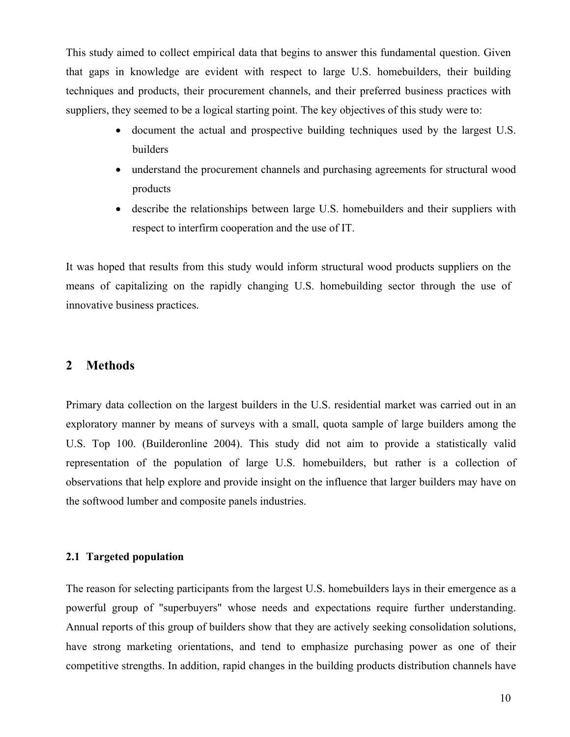This study aimed to collect empirical data that begins to answer this fundamental question. Given that gaps in knowledge are evident with respect to large U.S. homebuilders, their building techniques and products, their procurement channels, and their preferred business practices with suppliers, they seemed to be a logical starting point. The key objectives of this study were to:

- document the actual and prospective building techniques used by the largest U.S. builders
- understand the procurement channels and purchasing agreements for structural wood products
- describe the relationships between large U.S. homebuilders and their suppliers with respect to interfirm cooperation and the use of IT.

It was hoped that results from this study would inform structural wood products suppliers on the means of capitalizing on the rapidly changing U.S. homebuilding sector through the use of innovative business practices.

# 2 Methods

Primary data collection on the largest builders in the U.S. residential market was carried out in an exploratory manner by means of surveys with a small, quota sample of large builders among the U.S. Top 100. (Builderonline 2004). This study did not aim to provide a statistically valid representation of the population of large U.S. homebuilders, but rather is a collection of observations that help explore and provide insight on the influence that larger builders may have on the softwood lumber and composite panels industries.

## 2.1 Targeted population

The reason for selecting participants from the largest U.S. homebuilders lays in their emergence as a powerful group of "superbuyers" whose needs and expectations require further understanding. Annual reports of this group of builders show that they are actively seeking consolidation solutions, have strong marketing orientations, and tend to emphasize purchasing power as one of their competitive strengths. In addition, rapid changes in the building products distribution channels have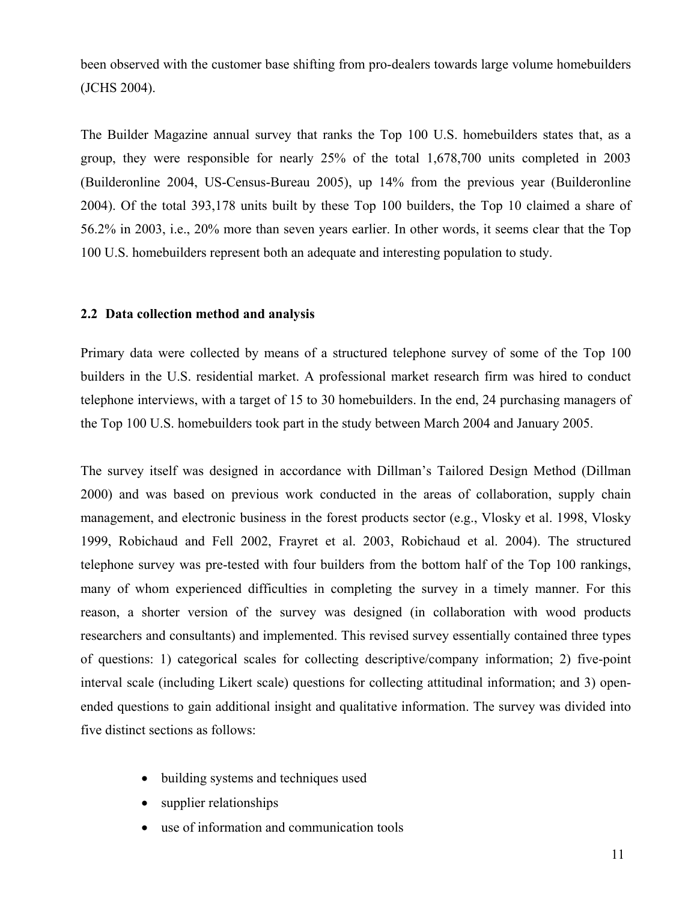been observed with the customer base shifting from pro-dealers towards large volume homebuilders (JCHS 2004).

The Builder Magazine annual survey that ranks the Top 100 U.S. homebuilders states that, as a group, they were responsible for nearly 25% of the total 1,678,700 units completed in 2003 (Builderonline 2004, US-Census-Bureau 2005), up 14% from the previous year (Builderonline 2004). Of the total 393,178 units built by these Top 100 builders, the Top 10 claimed a share of 56.2% in 2003, i.e., 20% more than seven years earlier. In other words, it seems clear that the Top 100 U.S. homebuilders represent both an adequate and interesting population to study.

### 2.2 Data collection method and analysis

Primary data were collected by means of a structured telephone survey of some of the Top 100 builders in the U.S. residential market. A professional market research firm was hired to conduct telephone interviews, with a target of 15 to 30 homebuilders. In the end, 24 purchasing managers of the Top 100 U.S. homebuilders took part in the study between March 2004 and January 2005.

The survey itself was designed in accordance with Dillman's Tailored Design Method (Dillman 2000) and was based on previous work conducted in the areas of collaboration, supply chain management, and electronic business in the forest products sector (e.g., Vlosky et al. 1998, Vlosky 1999, Robichaud and Fell 2002, Frayret et al. 2003, Robichaud et al. 2004). The structured telephone survey was pre-tested with four builders from the bottom half of the Top 100 rankings, many of whom experienced difficulties in completing the survey in a timely manner. For this reason, a shorter version of the survey was designed (in collaboration with wood products researchers and consultants) and implemented. This revised survey essentially contained three types of questions: 1) categorical scales for collecting descriptive/company information; 2) five-point interval scale (including Likert scale) questions for collecting attitudinal information; and 3) open-ended questions to gain additional insight and qualitative information. The survey was divided into five distinct sections as follows:

- building systems and techniques used
- supplier relationships
- use of information and communication tools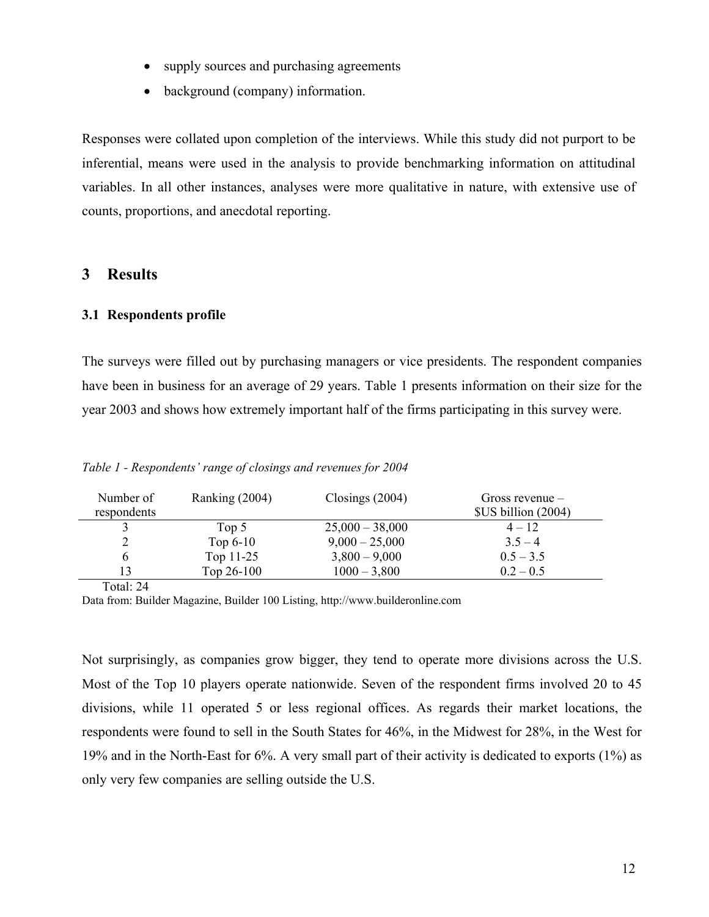- supply sources and purchasing agreements
- background (company) information.

Responses were collated upon completion of the interviews. While this study did not purport to be inferential, means were used in the analysis to provide benchmarking information on attitudinal variables. In all other instances, analyses were more qualitative in nature, with extensive use of counts, proportions, and anecdotal reporting.

# 3 Results

## 3.1 Respondents profile

The surveys were filled out by purchasing managers or vice presidents. The respondent companies have been in business for an average of 29 years. Table 1 presents information on their size for the year 2003 and shows how extremely important half of the firms participating in this survey were.

*Table 1 - Respondents' range of closings and revenues for 2004*

| Number of respondents | Ranking (2004) | Closings (2004) | Gross revenue – $US billion (2004) |
|---|---|---|---|
| 3 | Top 5 | 25,000 – 38,000 | 4 – 12 |
| 2 | Top 6-10 | 9,000 – 25,000 | 3.5 – 4 |
| 6 | Top 11-25 | 3,800 – 9,000 | 0.5 – 3.5 |
| 13 | Top 26-100 | 1000 – 3,800 | 0.2 – 0.5 |
| Total: 24 | | | |

Data from: Builder Magazine, Builder 100 Listing, http://www.builderonline.com

Not surprisingly, as companies grow bigger, they tend to operate more divisions across the U.S. Most of the Top 10 players operate nationwide. Seven of the respondent firms involved 20 to 45 divisions, while 11 operated 5 or less regional offices. As regards their market locations, the respondents were found to sell in the South States for 46%, in the Midwest for 28%, in the West for 19% and in the North-East for 6%. A very small part of their activity is dedicated to exports (1%) as only very few companies are selling outside the U.S.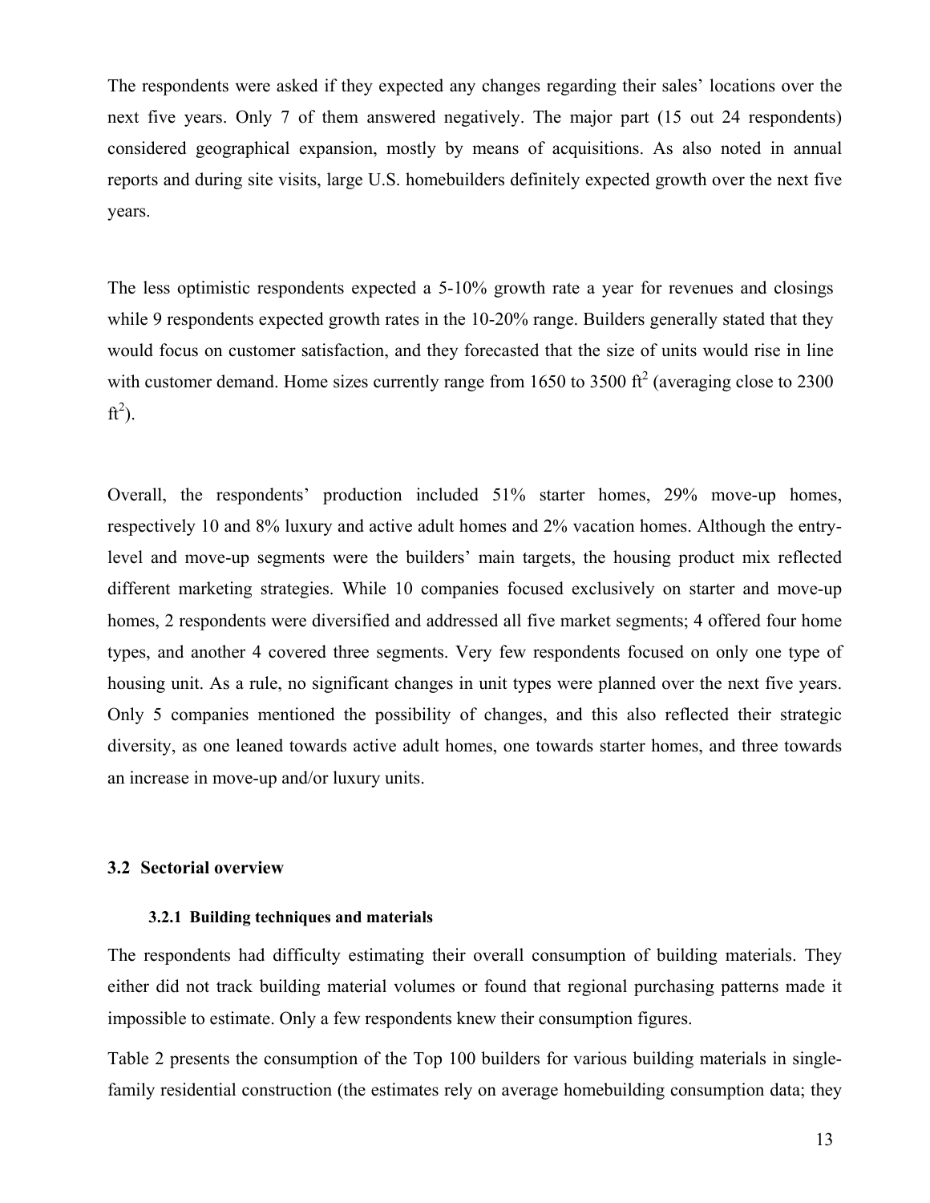The respondents were asked if they expected any changes regarding their sales' locations over the next five years. Only 7 of them answered negatively. The major part (15 out 24 respondents) considered geographical expansion, mostly by means of acquisitions. As also noted in annual reports and during site visits, large U.S. homebuilders definitely expected growth over the next five years.

The less optimistic respondents expected a 5-10% growth rate a year for revenues and closings while 9 respondents expected growth rates in the 10-20% range. Builders generally stated that they would focus on customer satisfaction, and they forecasted that the size of units would rise in line with customer demand. Home sizes currently range from 1650 to 3500 $ft^2$ (averaging close to 2300 $ft^2$).

Overall, the respondents' production included 51% starter homes, 29% move-up homes, respectively 10 and 8% luxury and active adult homes and 2% vacation homes. Although the entry-level and move-up segments were the builders' main targets, the housing product mix reflected different marketing strategies. While 10 companies focused exclusively on starter and move-up homes, 2 respondents were diversified and addressed all five market segments; 4 offered four home types, and another 4 covered three segments. Very few respondents focused on only one type of housing unit. As a rule, no significant changes in unit types were planned over the next five years. Only 5 companies mentioned the possibility of changes, and this also reflected their strategic diversity, as one leaned towards active adult homes, one towards starter homes, and three towards an increase in move-up and/or luxury units.

## 3.2 Sectorial overview

### 3.2.1 Building techniques and materials

The respondents had difficulty estimating their overall consumption of building materials. They either did not track building material volumes or found that regional purchasing patterns made it impossible to estimate. Only a few respondents knew their consumption figures.

Table 2 presents the consumption of the Top 100 builders for various building materials in single-family residential construction (the estimates rely on average homebuilding consumption data; they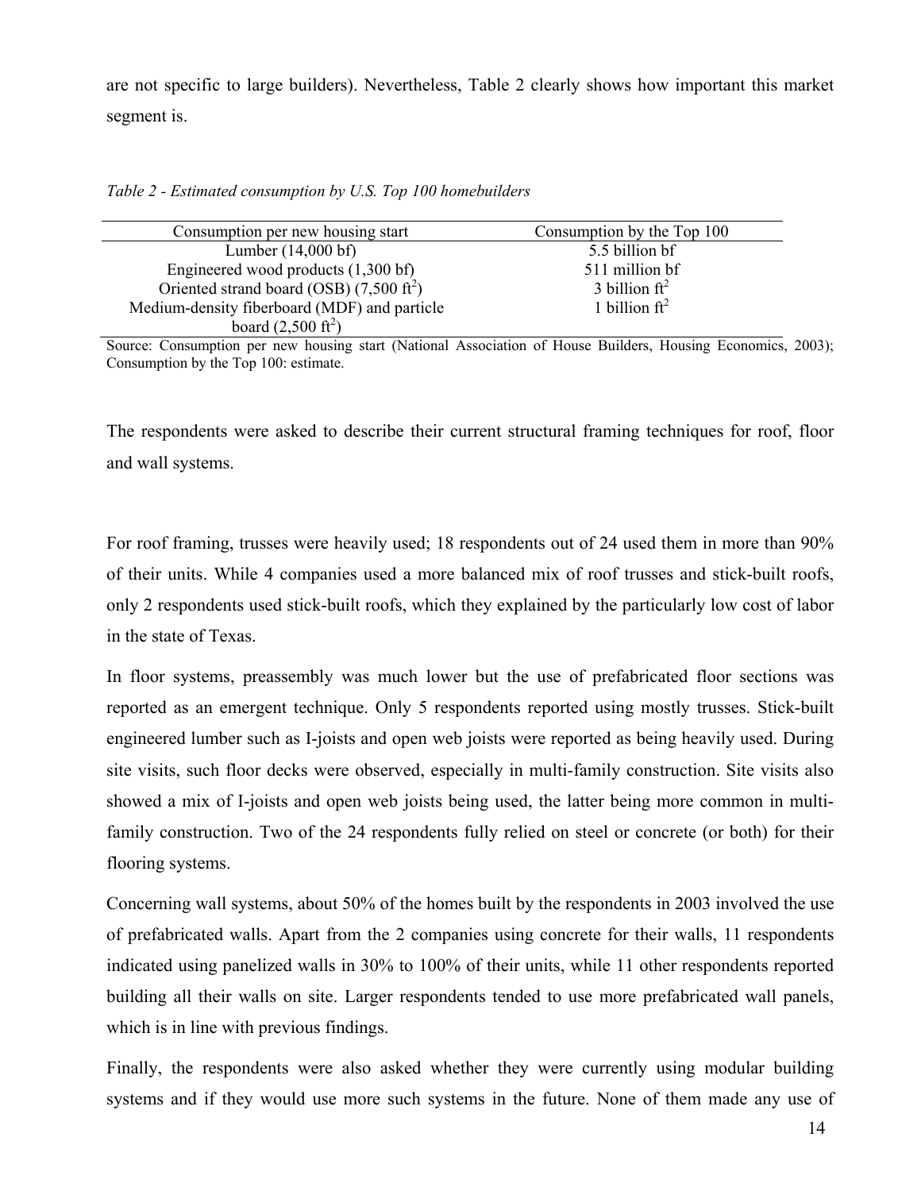are not specific to large builders). Nevertheless, Table 2 clearly shows how important this market segment is.

*Table 2 - Estimated consumption by U.S. Top 100 homebuilders*

| Consumption per new housing start | Consumption by the Top 100 |
|---|---|
| Lumber (14,000 bf) | 5.5 billion bf |
| Engineered wood products (1,300 bf) | 511 million bf |
| Oriented strand board (OSB) (7,500 $ft^2$) | 3 billion $ft^2$ |
| Medium-density fiberboard (MDF) and particle board (2,500 $ft^2$) | 1 billion $ft^2$ |

Source: Consumption per new housing start (National Association of House Builders, Housing Economics, 2003); Consumption by the Top 100: estimate.

The respondents were asked to describe their current structural framing techniques for roof, floor and wall systems.

For roof framing, trusses were heavily used; 18 respondents out of 24 used them in more than 90% of their units. While 4 companies used a more balanced mix of roof trusses and stick-built roofs, only 2 respondents used stick-built roofs, which they explained by the particularly low cost of labor in the state of Texas.

In floor systems, preassembly was much lower but the use of prefabricated floor sections was reported as an emergent technique. Only 5 respondents reported using mostly trusses. Stick-built engineered lumber such as I-joists and open web joists were reported as being heavily used. During site visits, such floor decks were observed, especially in multi-family construction. Site visits also showed a mix of I-joists and open web joists being used, the latter being more common in multi-family construction. Two of the 24 respondents fully relied on steel or concrete (or both) for their flooring systems.

Concerning wall systems, about 50% of the homes built by the respondents in 2003 involved the use of prefabricated walls. Apart from the 2 companies using concrete for their walls, 11 respondents indicated using panelized walls in 30% to 100% of their units, while 11 other respondents reported building all their walls on site. Larger respondents tended to use more prefabricated wall panels, which is in line with previous findings.

Finally, the respondents were also asked whether they were currently using modular building systems and if they would use more such systems in the future. None of them made any use of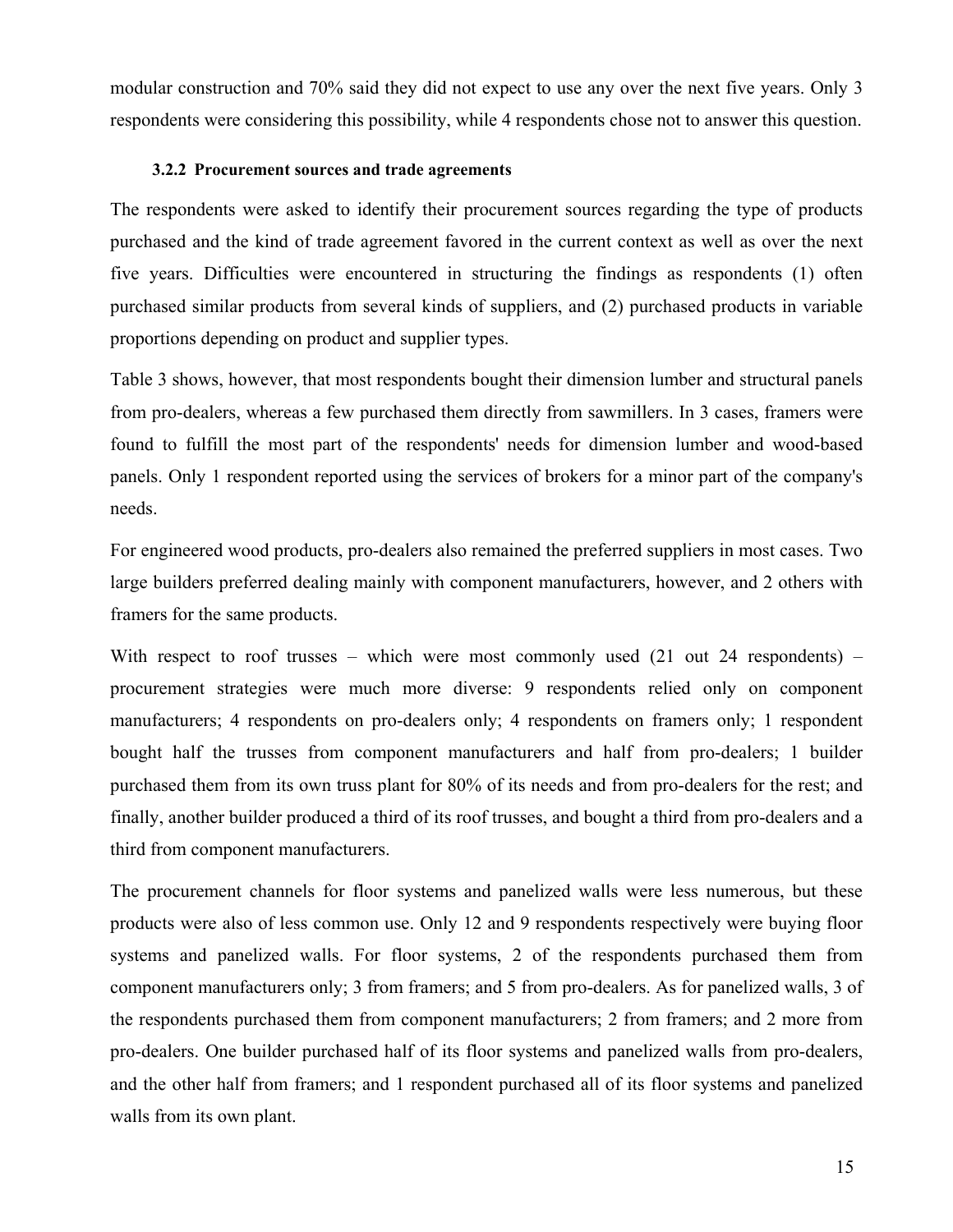modular construction and 70% said they did not expect to use any over the next five years. Only 3 respondents were considering this possibility, while 4 respondents chose not to answer this question.

### 3.2.2 Procurement sources and trade agreements

The respondents were asked to identify their procurement sources regarding the type of products purchased and the kind of trade agreement favored in the current context as well as over the next five years. Difficulties were encountered in structuring the findings as respondents (1) often purchased similar products from several kinds of suppliers, and (2) purchased products in variable proportions depending on product and supplier types.

Table 3 shows, however, that most respondents bought their dimension lumber and structural panels from pro-dealers, whereas a few purchased them directly from sawmillers. In 3 cases, framers were found to fulfill the most part of the respondents' needs for dimension lumber and wood-based panels. Only 1 respondent reported using the services of brokers for a minor part of the company's needs.

For engineered wood products, pro-dealers also remained the preferred suppliers in most cases. Two large builders preferred dealing mainly with component manufacturers, however, and 2 others with framers for the same products.

With respect to roof trusses – which were most commonly used (21 out 24 respondents) – procurement strategies were much more diverse: 9 respondents relied only on component manufacturers; 4 respondents on pro-dealers only; 4 respondents on framers only; 1 respondent bought half the trusses from component manufacturers and half from pro-dealers; 1 builder purchased them from its own truss plant for 80% of its needs and from pro-dealers for the rest; and finally, another builder produced a third of its roof trusses, and bought a third from pro-dealers and a third from component manufacturers.

The procurement channels for floor systems and panelized walls were less numerous, but these products were also of less common use. Only 12 and 9 respondents respectively were buying floor systems and panelized walls. For floor systems, 2 of the respondents purchased them from component manufacturers only; 3 from framers; and 5 from pro-dealers. As for panelized walls, 3 of the respondents purchased them from component manufacturers; 2 from framers; and 2 more from pro-dealers. One builder purchased half of its floor systems and panelized walls from pro-dealers, and the other half from framers; and 1 respondent purchased all of its floor systems and panelized walls from its own plant.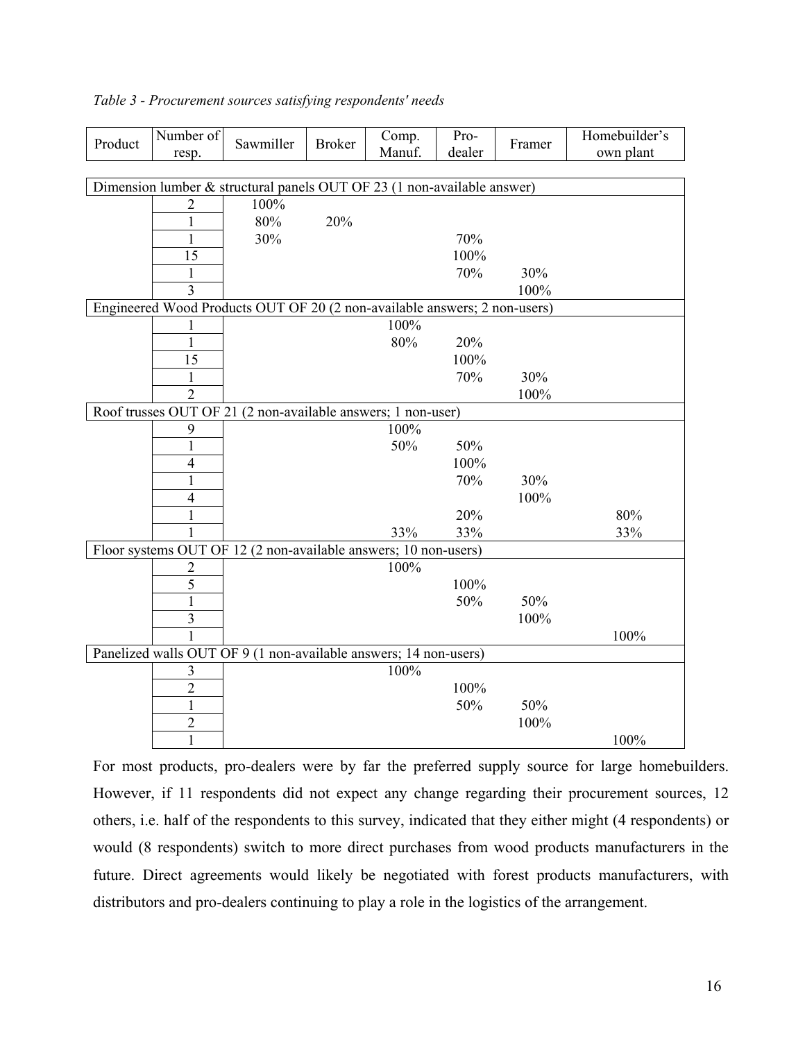*Table 3 - Procurement sources satisfying respondents' needs*

| Product | Number of resp. | Sawmiller | Broker | Comp. Manuf. | Pro-dealer | Framer | Homebuilder's own plant |
|---|---|---|---|---|---|---|---|
| Dimension lumber & structural panels OUT OF 23 (1 non-available answer) | | | | | | | |
| | 2 | 100% | | | | | |
| | 1 | 80% | 20% | | | | |
| | 1 | 30% | | | 70% | | |
| | 15 | | | | 100% | | |
| | 1 | | | | 70% | 30% | |
| | 3 | | | | | 100% | |
| Engineered Wood Products OUT OF 20 (2 non-available answers; 2 non-users) | | | | | | | |
| | 1 | | | 100% | | | |
| | 1 | | | 80% | 20% | | |
| | 15 | | | | 100% | | |
| | 1 | | | | 70% | 30% | |
| | 2 | | | | | 100% | |
| Roof trusses OUT OF 21 (2 non-available answers; 1 non-user) | | | | | | | |
| | 9 | | | 100% | | | |
| | 1 | | | 50% | 50% | | |
| | 4 | | | | 100% | | |
| | 1 | | | | 70% | 30% | |
| | 4 | | | | | 100% | |
| | 1 | | | | 20% | | 80% |
| | 1 | | | 33% | 33% | | 33% |
| Floor systems OUT OF 12 (2 non-available answers; 10 non-users) | | | | | | | |
| | 2 | | | 100% | | | |
| | 5 | | | | 100% | | |
| | 1 | | | | 50% | 50% | |
| | 3 | | | | | 100% | |
| | 1 | | | | | | 100% |
| Panelized walls OUT OF 9 (1 non-available answers; 14 non-users) | | | | | | | |
| | 3 | | | 100% | | | |
| | 2 | | | | 100% | | |
| | 1 | | | | 50% | 50% | |
| | 2 | | | | | 100% | |
| | 1 | | | | | | 100% |

For most products, pro-dealers were by far the preferred supply source for large homebuilders. However, if 11 respondents did not expect any change regarding their procurement sources, 12 others, i.e. half of the respondents to this survey, indicated that they either might (4 respondents) or would (8 respondents) switch to more direct purchases from wood products manufacturers in the future. Direct agreements would likely be negotiated with forest products manufacturers, with distributors and pro-dealers continuing to play a role in the logistics of the arrangement.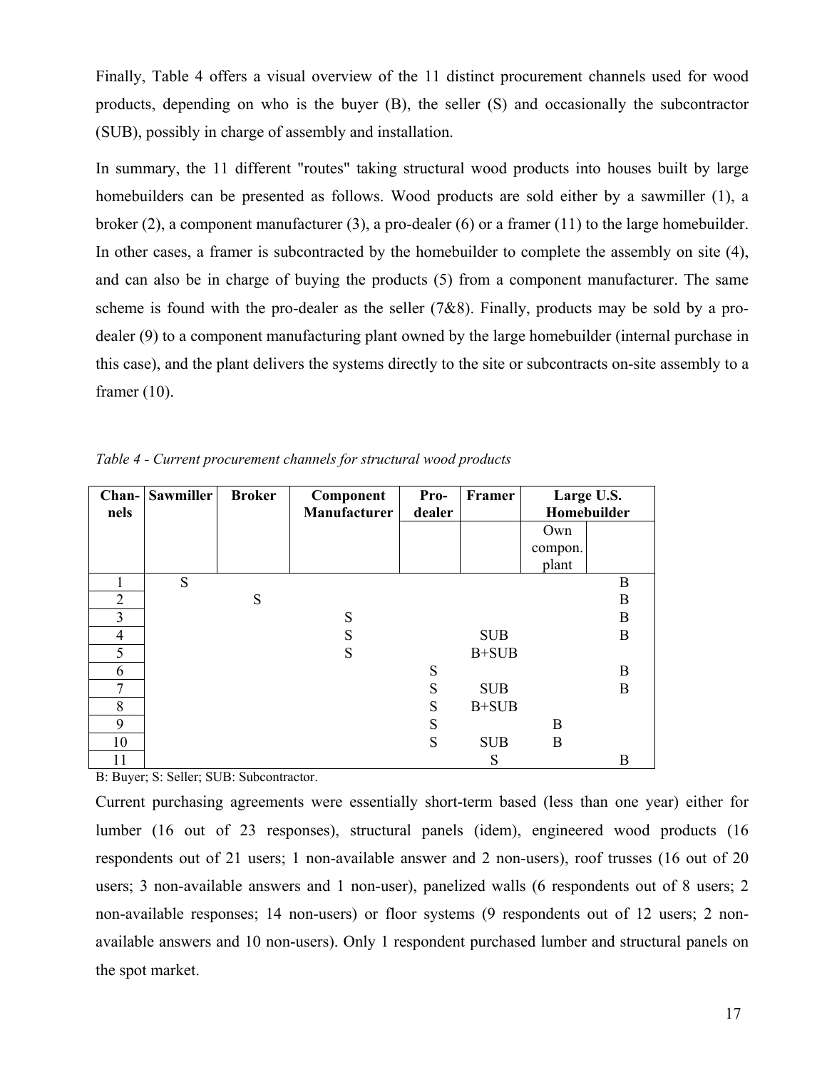Finally, Table 4 offers a visual overview of the 11 distinct procurement channels used for wood products, depending on who is the buyer (B), the seller (S) and occasionally the subcontractor (SUB), possibly in charge of assembly and installation.

In summary, the 11 different "routes" taking structural wood products into houses built by large homebuilders can be presented as follows. Wood products are sold either by a sawmiller (1), a broker (2), a component manufacturer (3), a pro-dealer (6) or a framer (11) to the large homebuilder. In other cases, a framer is subcontracted by the homebuilder to complete the assembly on site (4), and can also be in charge of buying the products (5) from a component manufacturer. The same scheme is found with the pro-dealer as the seller (7&8). Finally, products may be sold by a pro-dealer (9) to a component manufacturing plant owned by the large homebuilder (internal purchase in this case), and the plant delivers the systems directly to the site or subcontracts on-site assembly to a framer (10).

*Table 4 - Current procurement channels for structural wood products*

| Channels | Sawmiller | Broker | Component Manufacturer | Pro-dealer | Framer | Large U.S. Homebuilder | |
|---|---|---|---|---|---|---|---|
| | | | | | | Own compon. plant | |
| 1 | S | | | | | | B |
| 2 | | S | | | | | B |
| 3 | | | S | | | | B |
| 4 | | | S | | SUB | | B |
| 5 | | | S | | B+SUB | | |
| 6 | | | | S | | | B |
| 7 | | | | S | SUB | | B |
| 8 | | | | S | B+SUB | | |
| 9 | | | | S | | B | |
| 10 | | | | S | SUB | B | |
| 11 | | | | | S | | B |

B: Buyer; S: Seller; SUB: Subcontractor.

Current purchasing agreements were essentially short-term based (less than one year) either for lumber (16 out of 23 responses), structural panels (idem), engineered wood products (16 respondents out of 21 users; 1 non-available answer and 2 non-users), roof trusses (16 out of 20 users; 3 non-available answers and 1 non-user), panelized walls (6 respondents out of 8 users; 2 non-available responses; 14 non-users) or floor systems (9 respondents out of 12 users; 2 non-available answers and 10 non-users). Only 1 respondent purchased lumber and structural panels on the spot market.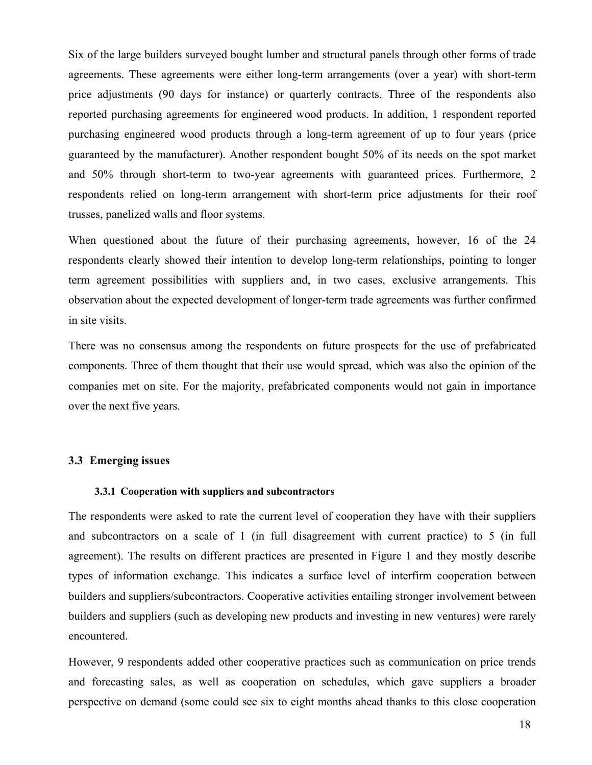Six of the large builders surveyed bought lumber and structural panels through other forms of trade agreements. These agreements were either long-term arrangements (over a year) with short-term price adjustments (90 days for instance) or quarterly contracts. Three of the respondents also reported purchasing agreements for engineered wood products. In addition, 1 respondent reported purchasing engineered wood products through a long-term agreement of up to four years (price guaranteed by the manufacturer). Another respondent bought 50% of its needs on the spot market and 50% through short-term to two-year agreements with guaranteed prices. Furthermore, 2 respondents relied on long-term arrangement with short-term price adjustments for their roof trusses, panelized walls and floor systems.

When questioned about the future of their purchasing agreements, however, 16 of the 24 respondents clearly showed their intention to develop long-term relationships, pointing to longer term agreement possibilities with suppliers and, in two cases, exclusive arrangements. This observation about the expected development of longer-term trade agreements was further confirmed in site visits.

There was no consensus among the respondents on future prospects for the use of prefabricated components. Three of them thought that their use would spread, which was also the opinion of the companies met on site. For the majority, prefabricated components would not gain in importance over the next five years.

## 3.3 Emerging issues

### 3.3.1 Cooperation with suppliers and subcontractors

The respondents were asked to rate the current level of cooperation they have with their suppliers and subcontractors on a scale of 1 (in full disagreement with current practice) to 5 (in full agreement). The results on different practices are presented in Figure 1 and they mostly describe types of information exchange. This indicates a surface level of interfirm cooperation between builders and suppliers/subcontractors. Cooperative activities entailing stronger involvement between builders and suppliers (such as developing new products and investing in new ventures) were rarely encountered.

However, 9 respondents added other cooperative practices such as communication on price trends and forecasting sales, as well as cooperation on schedules, which gave suppliers a broader perspective on demand (some could see six to eight months ahead thanks to this close cooperation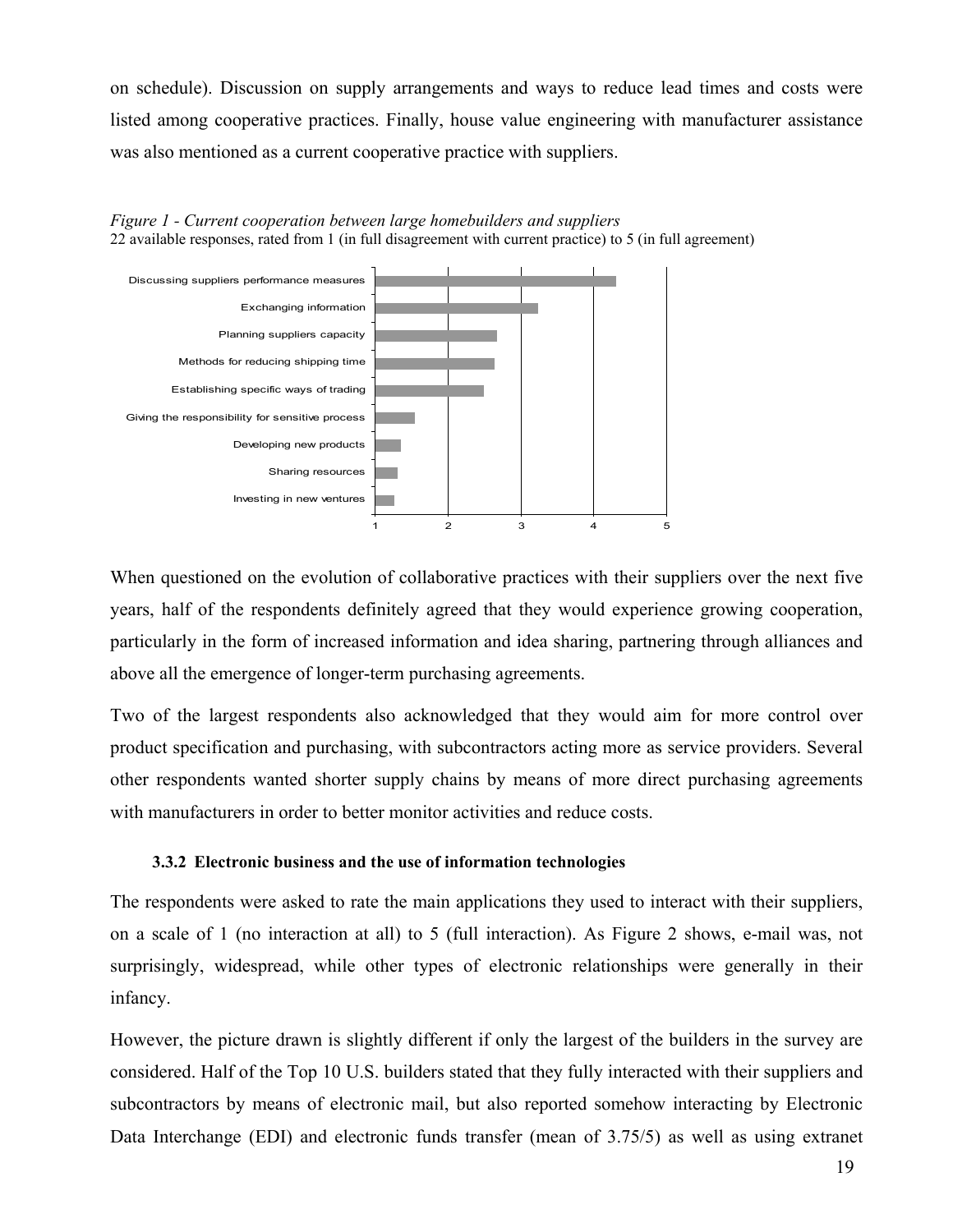on schedule). Discussion on supply arrangements and ways to reduce lead times and costs were listed among cooperative practices. Finally, house value engineering with manufacturer assistance was also mentioned as a current cooperative practice with suppliers.

*Figure 1 - Current cooperation between large homebuilders and suppliers*
22 available responses, rated from 1 (in full disagreement with current practice) to 5 (in full agreement)

When questioned on the evolution of collaborative practices with their suppliers over the next five years, half of the respondents definitely agreed that they would experience growing cooperation, particularly in the form of increased information and idea sharing, partnering through alliances and above all the emergence of longer-term purchasing agreements.

Two of the largest respondents also acknowledged that they would aim for more control over product specification and purchasing, with subcontractors acting more as service providers. Several other respondents wanted shorter supply chains by means of more direct purchasing agreements with manufacturers in order to better monitor activities and reduce costs.

### 3.3.2 Electronic business and the use of information technologies

The respondents were asked to rate the main applications they used to interact with their suppliers, on a scale of 1 (no interaction at all) to 5 (full interaction). As Figure 2 shows, e-mail was, not surprisingly, widespread, while other types of electronic relationships were generally in their infancy.

However, the picture drawn is slightly different if only the largest of the builders in the survey are considered. Half of the Top 10 U.S. builders stated that they fully interacted with their suppliers and subcontractors by means of electronic mail, but also reported somehow interacting by Electronic Data Interchange (EDI) and electronic funds transfer (mean of 3.75/5) as well as using extranet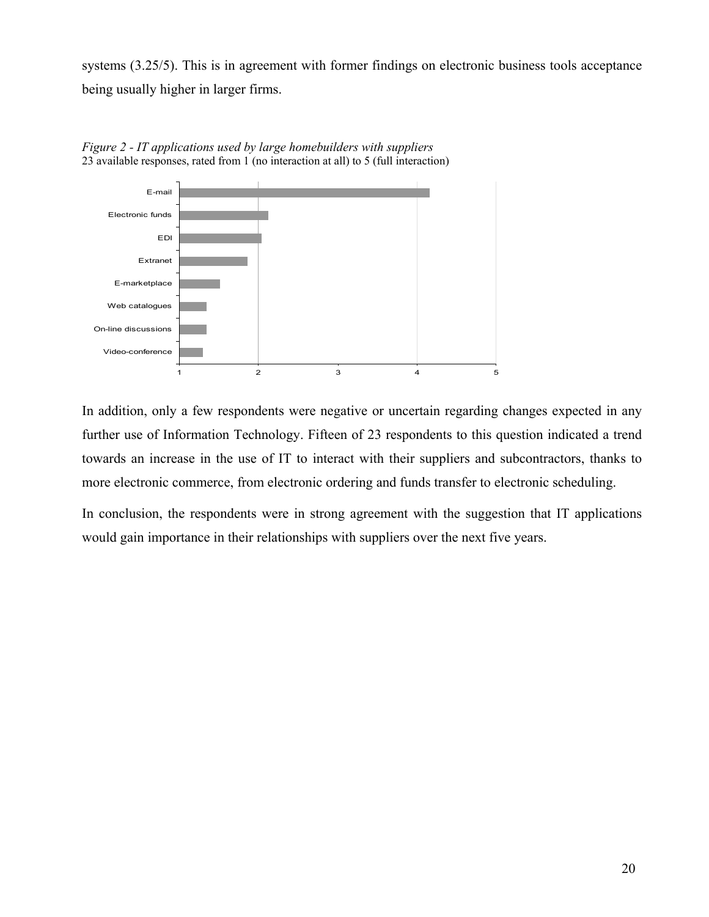systems (3.25/5). This is in agreement with former findings on electronic business tools acceptance being usually higher in larger firms.

*Figure 2 - IT applications used by large homebuilders with suppliers*
23 available responses, rated from 1 (no interaction at all) to 5 (full interaction)

In addition, only a few respondents were negative or uncertain regarding changes expected in any further use of Information Technology. Fifteen of 23 respondents to this question indicated a trend towards an increase in the use of IT to interact with their suppliers and subcontractors, thanks to more electronic commerce, from electronic ordering and funds transfer to electronic scheduling.

In conclusion, the respondents were in strong agreement with the suggestion that IT applications would gain importance in their relationships with suppliers over the next five years.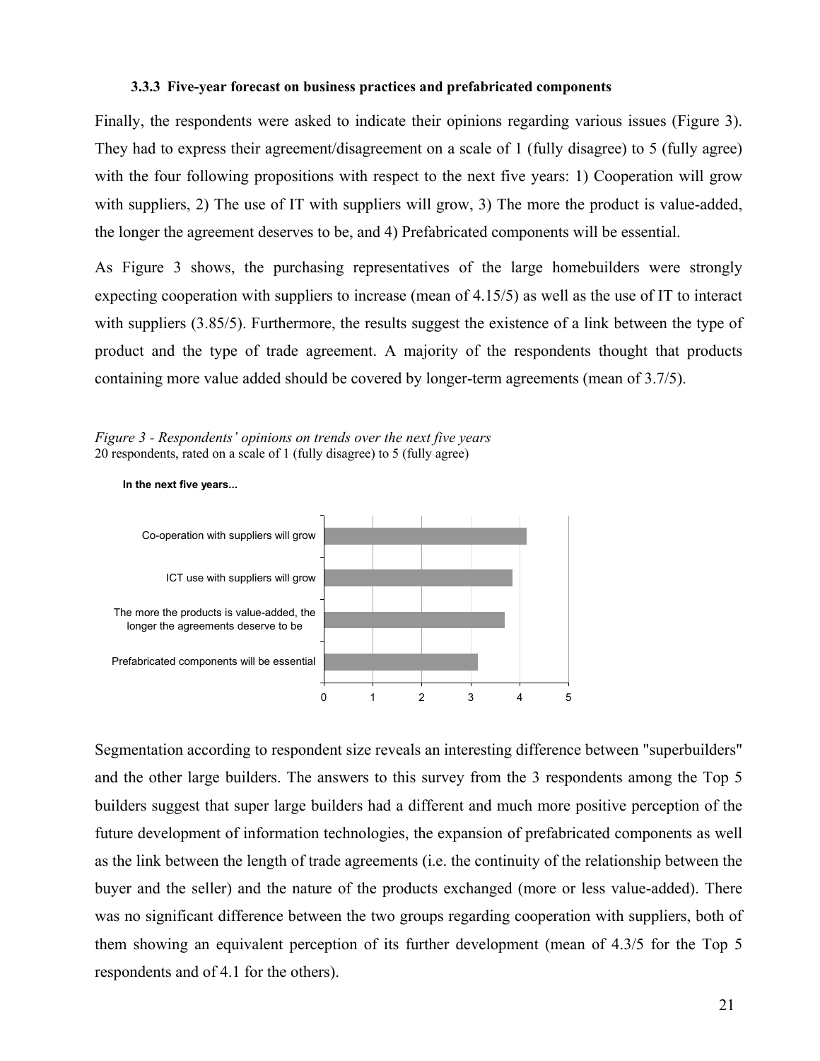### 3.3.3 Five-year forecast on business practices and prefabricated components

Finally, the respondents were asked to indicate their opinions regarding various issues (Figure 3). They had to express their agreement/disagreement on a scale of 1 (fully disagree) to 5 (fully agree) with the four following propositions with respect to the next five years: 1) Cooperation will grow with suppliers, 2) The use of IT with suppliers will grow, 3) The more the product is value-added, the longer the agreement deserves to be, and 4) Prefabricated components will be essential.

As Figure 3 shows, the purchasing representatives of the large homebuilders were strongly expecting cooperation with suppliers to increase (mean of 4.15/5) as well as the use of IT to interact with suppliers (3.85/5). Furthermore, the results suggest the existence of a link between the type of product and the type of trade agreement. A majority of the respondents thought that products containing more value added should be covered by longer-term agreements (mean of 3.7/5).

*Figure 3 - Respondents' opinions on trends over the next five years*
20 respondents, rated on a scale of 1 (fully disagree) to 5 (fully agree)

**In the next five years...**

- Co-operation with suppliers will grow
- ICT use with suppliers will grow
- The more the products is value-added, the longer the agreements deserve to be
- Prefabricated components will be essential

Segmentation according to respondent size reveals an interesting difference between "superbuilders" and the other large builders. The answers to this survey from the 3 respondents among the Top 5 builders suggest that super large builders had a different and much more positive perception of the future development of information technologies, the expansion of prefabricated components as well as the link between the length of trade agreements (i.e. the continuity of the relationship between the buyer and the seller) and the nature of the products exchanged (more or less value-added). There was no significant difference between the two groups regarding cooperation with suppliers, both of them showing an equivalent perception of its further development (mean of 4.3/5 for the Top 5 respondents and of 4.1 for the others).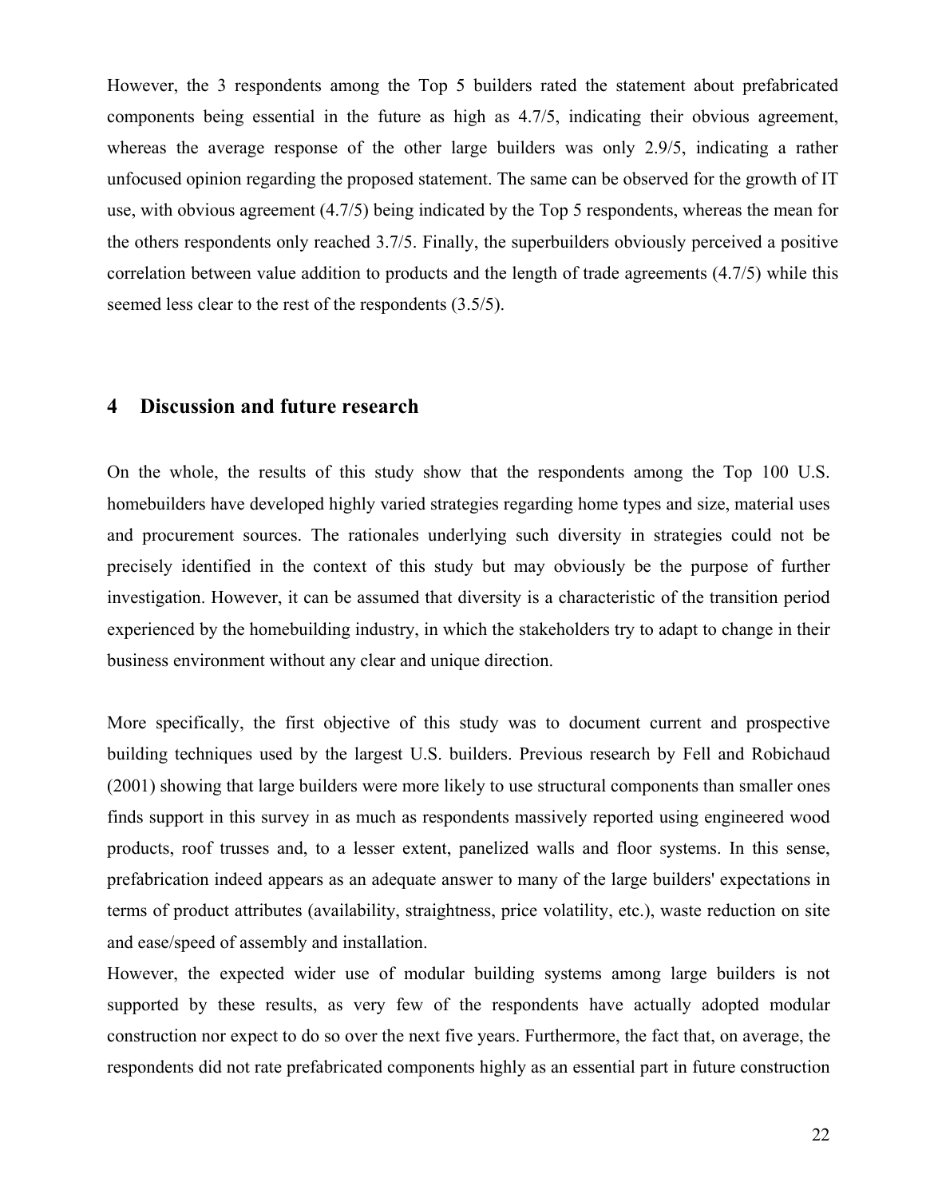However, the 3 respondents among the Top 5 builders rated the statement about prefabricated components being essential in the future as high as 4.7/5, indicating their obvious agreement, whereas the average response of the other large builders was only 2.9/5, indicating a rather unfocused opinion regarding the proposed statement. The same can be observed for the growth of IT use, with obvious agreement (4.7/5) being indicated by the Top 5 respondents, whereas the mean for the others respondents only reached 3.7/5. Finally, the superbuilders obviously perceived a positive correlation between value addition to products and the length of trade agreements (4.7/5) while this seemed less clear to the rest of the respondents (3.5/5).

## 4 Discussion and future research

On the whole, the results of this study show that the respondents among the Top 100 U.S. homebuilders have developed highly varied strategies regarding home types and size, material uses and procurement sources. The rationales underlying such diversity in strategies could not be precisely identified in the context of this study but may obviously be the purpose of further investigation. However, it can be assumed that diversity is a characteristic of the transition period experienced by the homebuilding industry, in which the stakeholders try to adapt to change in their business environment without any clear and unique direction.

More specifically, the first objective of this study was to document current and prospective building techniques used by the largest U.S. builders. Previous research by Fell and Robichaud (2001) showing that large builders were more likely to use structural components than smaller ones finds support in this survey in as much as respondents massively reported using engineered wood products, roof trusses and, to a lesser extent, panelized walls and floor systems. In this sense, prefabrication indeed appears as an adequate answer to many of the large builders' expectations in terms of product attributes (availability, straightness, price volatility, etc.), waste reduction on site and ease/speed of assembly and installation.

However, the expected wider use of modular building systems among large builders is not supported by these results, as very few of the respondents have actually adopted modular construction nor expect to do so over the next five years. Furthermore, the fact that, on average, the respondents did not rate prefabricated components highly as an essential part in future construction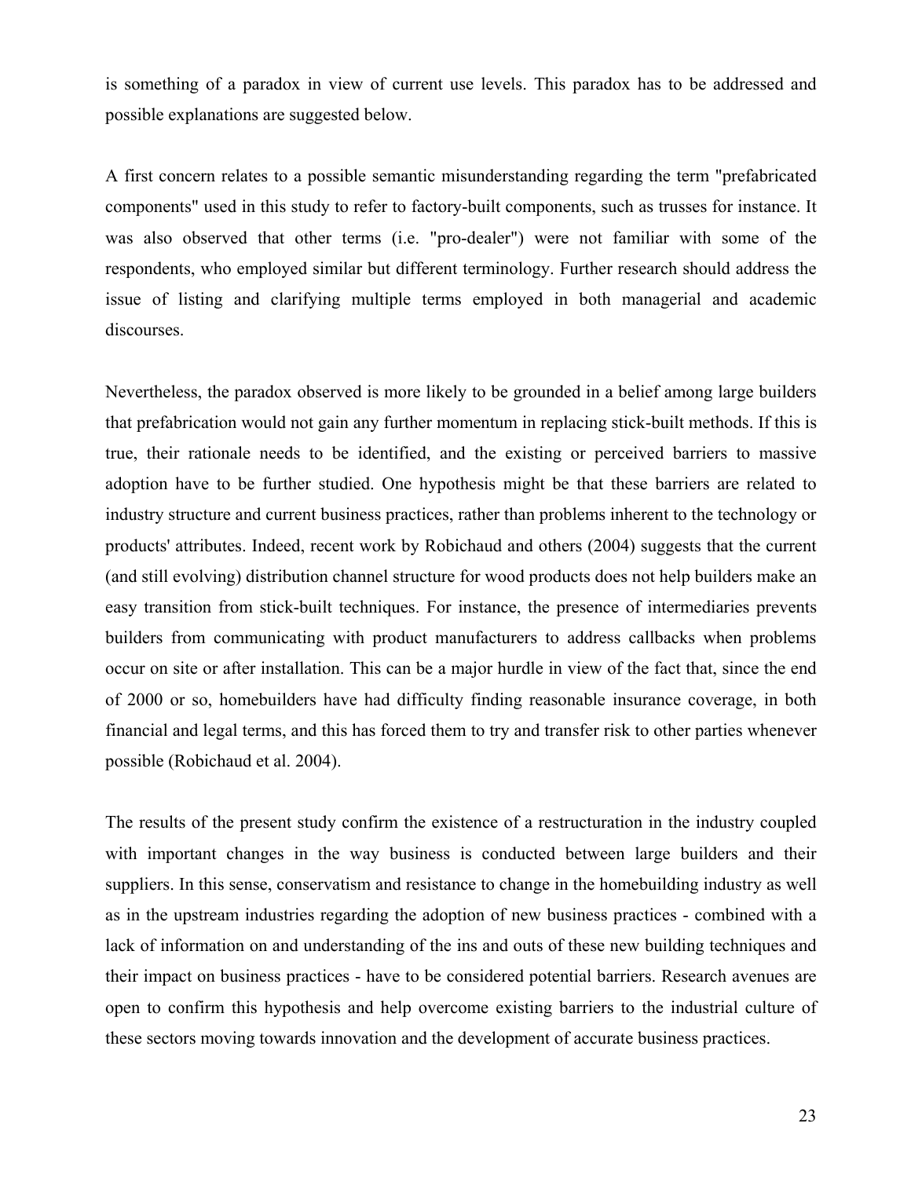is something of a paradox in view of current use levels. This paradox has to be addressed and possible explanations are suggested below.

A first concern relates to a possible semantic misunderstanding regarding the term "prefabricated components" used in this study to refer to factory-built components, such as trusses for instance. It was also observed that other terms (i.e. "pro-dealer") were not familiar with some of the respondents, who employed similar but different terminology. Further research should address the issue of listing and clarifying multiple terms employed in both managerial and academic discourses.

Nevertheless, the paradox observed is more likely to be grounded in a belief among large builders that prefabrication would not gain any further momentum in replacing stick-built methods. If this is true, their rationale needs to be identified, and the existing or perceived barriers to massive adoption have to be further studied. One hypothesis might be that these barriers are related to industry structure and current business practices, rather than problems inherent to the technology or products' attributes. Indeed, recent work by Robichaud and others (2004) suggests that the current (and still evolving) distribution channel structure for wood products does not help builders make an easy transition from stick-built techniques. For instance, the presence of intermediaries prevents builders from communicating with product manufacturers to address callbacks when problems occur on site or after installation. This can be a major hurdle in view of the fact that, since the end of 2000 or so, homebuilders have had difficulty finding reasonable insurance coverage, in both financial and legal terms, and this has forced them to try and transfer risk to other parties whenever possible (Robichaud et al. 2004).

The results of the present study confirm the existence of a restructuration in the industry coupled with important changes in the way business is conducted between large builders and their suppliers. In this sense, conservatism and resistance to change in the homebuilding industry as well as in the upstream industries regarding the adoption of new business practices - combined with a lack of information on and understanding of the ins and outs of these new building techniques and their impact on business practices - have to be considered potential barriers. Research avenues are open to confirm this hypothesis and help overcome existing barriers to the industrial culture of these sectors moving towards innovation and the development of accurate business practices.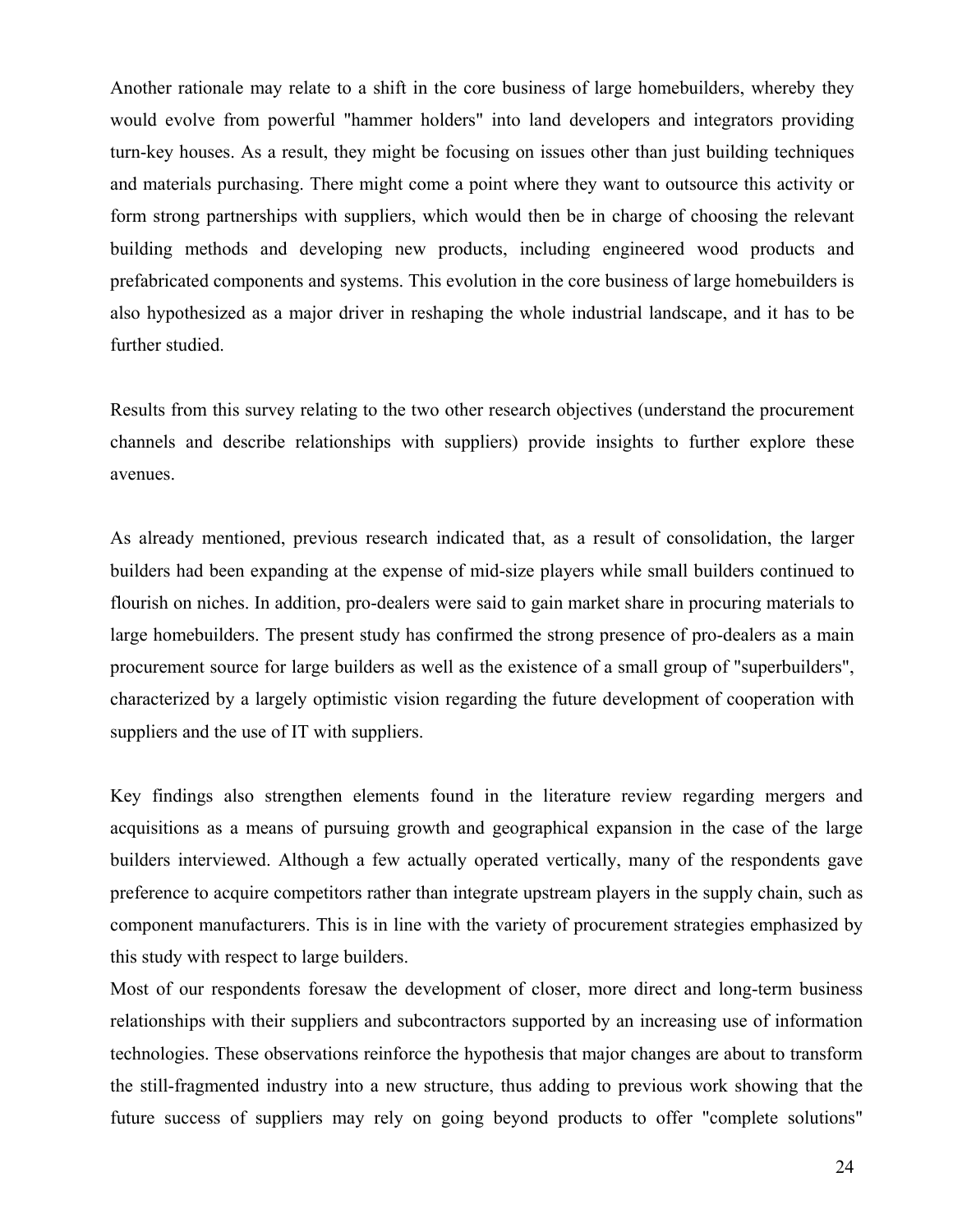Another rationale may relate to a shift in the core business of large homebuilders, whereby they would evolve from powerful "hammer holders" into land developers and integrators providing turn-key houses. As a result, they might be focusing on issues other than just building techniques and materials purchasing. There might come a point where they want to outsource this activity or form strong partnerships with suppliers, which would then be in charge of choosing the relevant building methods and developing new products, including engineered wood products and prefabricated components and systems. This evolution in the core business of large homebuilders is also hypothesized as a major driver in reshaping the whole industrial landscape, and it has to be further studied.

Results from this survey relating to the two other research objectives (understand the procurement channels and describe relationships with suppliers) provide insights to further explore these avenues.

As already mentioned, previous research indicated that, as a result of consolidation, the larger builders had been expanding at the expense of mid-size players while small builders continued to flourish on niches. In addition, pro-dealers were said to gain market share in procuring materials to large homebuilders. The present study has confirmed the strong presence of pro-dealers as a main procurement source for large builders as well as the existence of a small group of "superbuilders", characterized by a largely optimistic vision regarding the future development of cooperation with suppliers and the use of IT with suppliers.

Key findings also strengthen elements found in the literature review regarding mergers and acquisitions as a means of pursuing growth and geographical expansion in the case of the large builders interviewed. Although a few actually operated vertically, many of the respondents gave preference to acquire competitors rather than integrate upstream players in the supply chain, such as component manufacturers. This is in line with the variety of procurement strategies emphasized by this study with respect to large builders.

Most of our respondents foresaw the development of closer, more direct and long-term business relationships with their suppliers and subcontractors supported by an increasing use of information technologies. These observations reinforce the hypothesis that major changes are about to transform the still-fragmented industry into a new structure, thus adding to previous work showing that the future success of suppliers may rely on going beyond products to offer "complete solutions"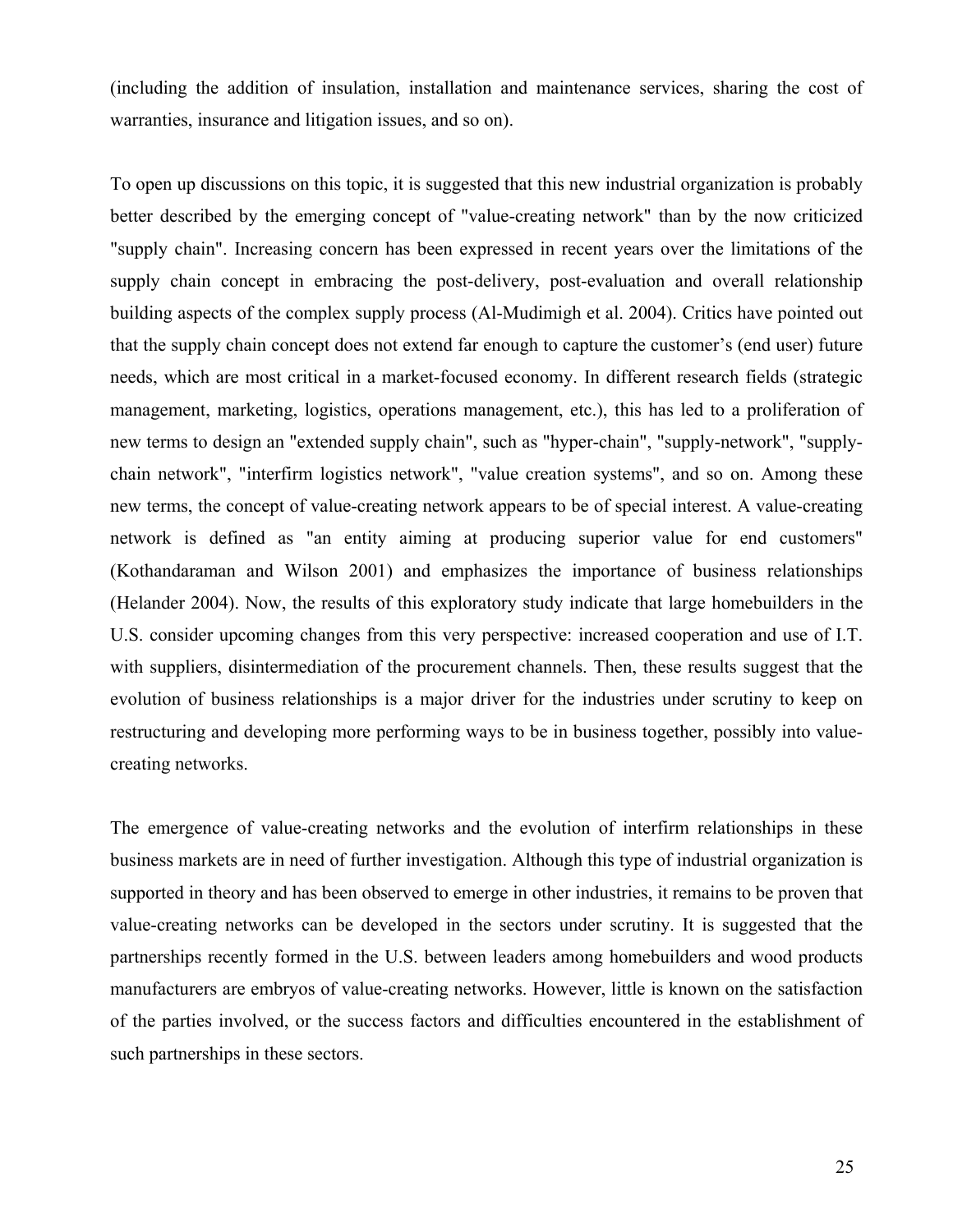(including the addition of insulation, installation and maintenance services, sharing the cost of warranties, insurance and litigation issues, and so on).

To open up discussions on this topic, it is suggested that this new industrial organization is probably better described by the emerging concept of "value-creating network" than by the now criticized "supply chain". Increasing concern has been expressed in recent years over the limitations of the supply chain concept in embracing the post-delivery, post-evaluation and overall relationship building aspects of the complex supply process (Al-Mudimigh et al. 2004). Critics have pointed out that the supply chain concept does not extend far enough to capture the customer's (end user) future needs, which are most critical in a market-focused economy. In different research fields (strategic management, marketing, logistics, operations management, etc.), this has led to a proliferation of new terms to design an "extended supply chain", such as "hyper-chain", "supply-network", "supply-chain network", "interfirm logistics network", "value creation systems", and so on. Among these new terms, the concept of value-creating network appears to be of special interest. A value-creating network is defined as "an entity aiming at producing superior value for end customers" (Kothandaraman and Wilson 2001) and emphasizes the importance of business relationships (Helander 2004). Now, the results of this exploratory study indicate that large homebuilders in the U.S. consider upcoming changes from this very perspective: increased cooperation and use of I.T. with suppliers, disintermediation of the procurement channels. Then, these results suggest that the evolution of business relationships is a major driver for the industries under scrutiny to keep on restructuring and developing more performing ways to be in business together, possibly into value-creating networks.

The emergence of value-creating networks and the evolution of interfirm relationships in these business markets are in need of further investigation. Although this type of industrial organization is supported in theory and has been observed to emerge in other industries, it remains to be proven that value-creating networks can be developed in the sectors under scrutiny. It is suggested that the partnerships recently formed in the U.S. between leaders among homebuilders and wood products manufacturers are embryos of value-creating networks. However, little is known on the satisfaction of the parties involved, or the success factors and difficulties encountered in the establishment of such partnerships in these sectors.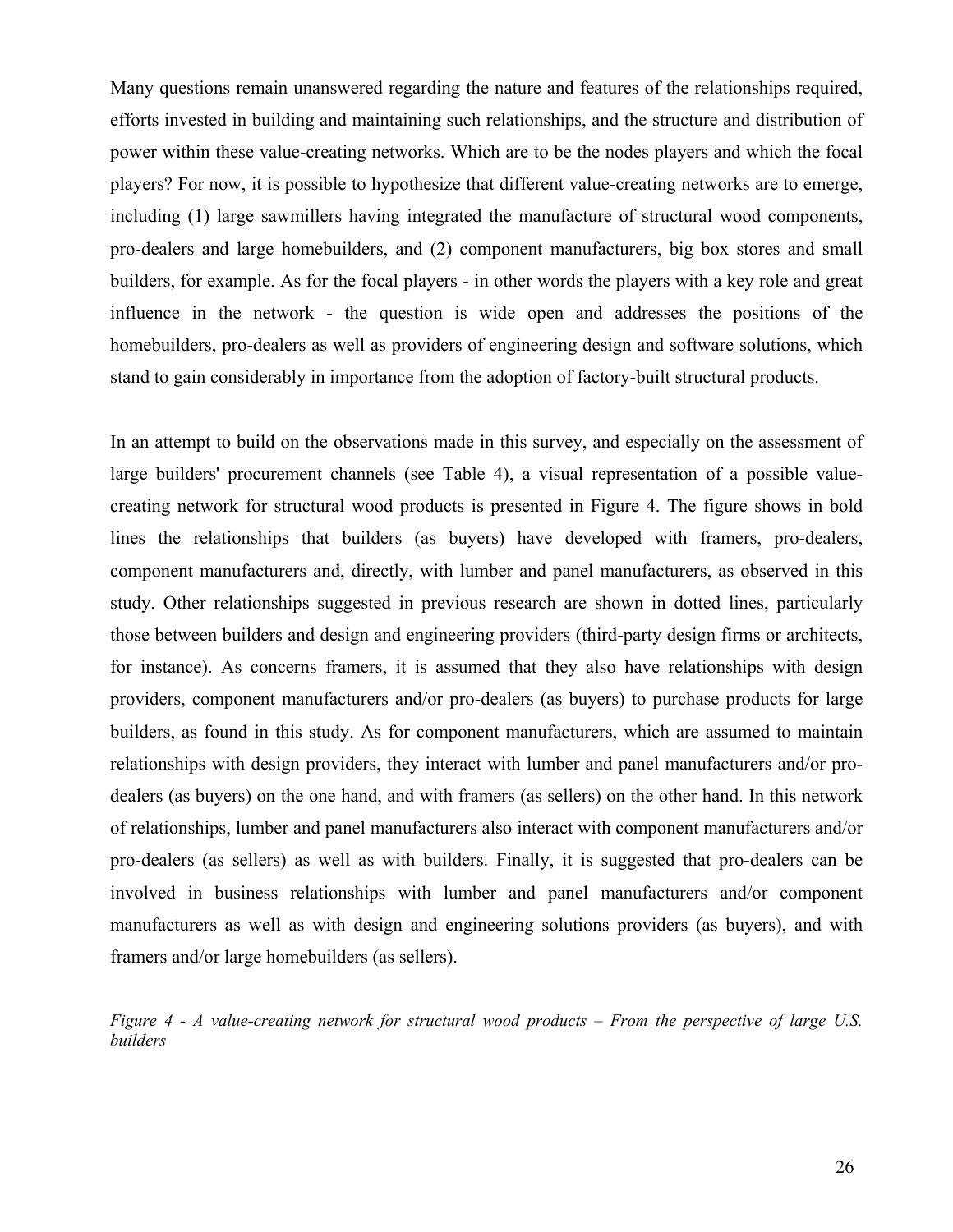Many questions remain unanswered regarding the nature and features of the relationships required, efforts invested in building and maintaining such relationships, and the structure and distribution of power within these value-creating networks. Which are to be the nodes players and which the focal players? For now, it is possible to hypothesize that different value-creating networks are to emerge, including (1) large sawmillers having integrated the manufacture of structural wood components, pro-dealers and large homebuilders, and (2) component manufacturers, big box stores and small builders, for example. As for the focal players - in other words the players with a key role and great influence in the network - the question is wide open and addresses the positions of the homebuilders, pro-dealers as well as providers of engineering design and software solutions, which stand to gain considerably in importance from the adoption of factory-built structural products.

In an attempt to build on the observations made in this survey, and especially on the assessment of large builders' procurement channels (see Table 4), a visual representation of a possible value-creating network for structural wood products is presented in Figure 4. The figure shows in bold lines the relationships that builders (as buyers) have developed with framers, pro-dealers, component manufacturers and, directly, with lumber and panel manufacturers, as observed in this study. Other relationships suggested in previous research are shown in dotted lines, particularly those between builders and design and engineering providers (third-party design firms or architects, for instance). As concerns framers, it is assumed that they also have relationships with design providers, component manufacturers and/or pro-dealers (as buyers) to purchase products for large builders, as found in this study. As for component manufacturers, which are assumed to maintain relationships with design providers, they interact with lumber and panel manufacturers and/or pro-dealers (as buyers) on the one hand, and with framers (as sellers) on the other hand. In this network of relationships, lumber and panel manufacturers also interact with component manufacturers and/or pro-dealers (as sellers) as well as with builders. Finally, it is suggested that pro-dealers can be involved in business relationships with lumber and panel manufacturers and/or component manufacturers as well as with design and engineering solutions providers (as buyers), and with framers and/or large homebuilders (as sellers).

*Figure 4 - A value-creating network for structural wood products – From the perspective of large U.S. builders*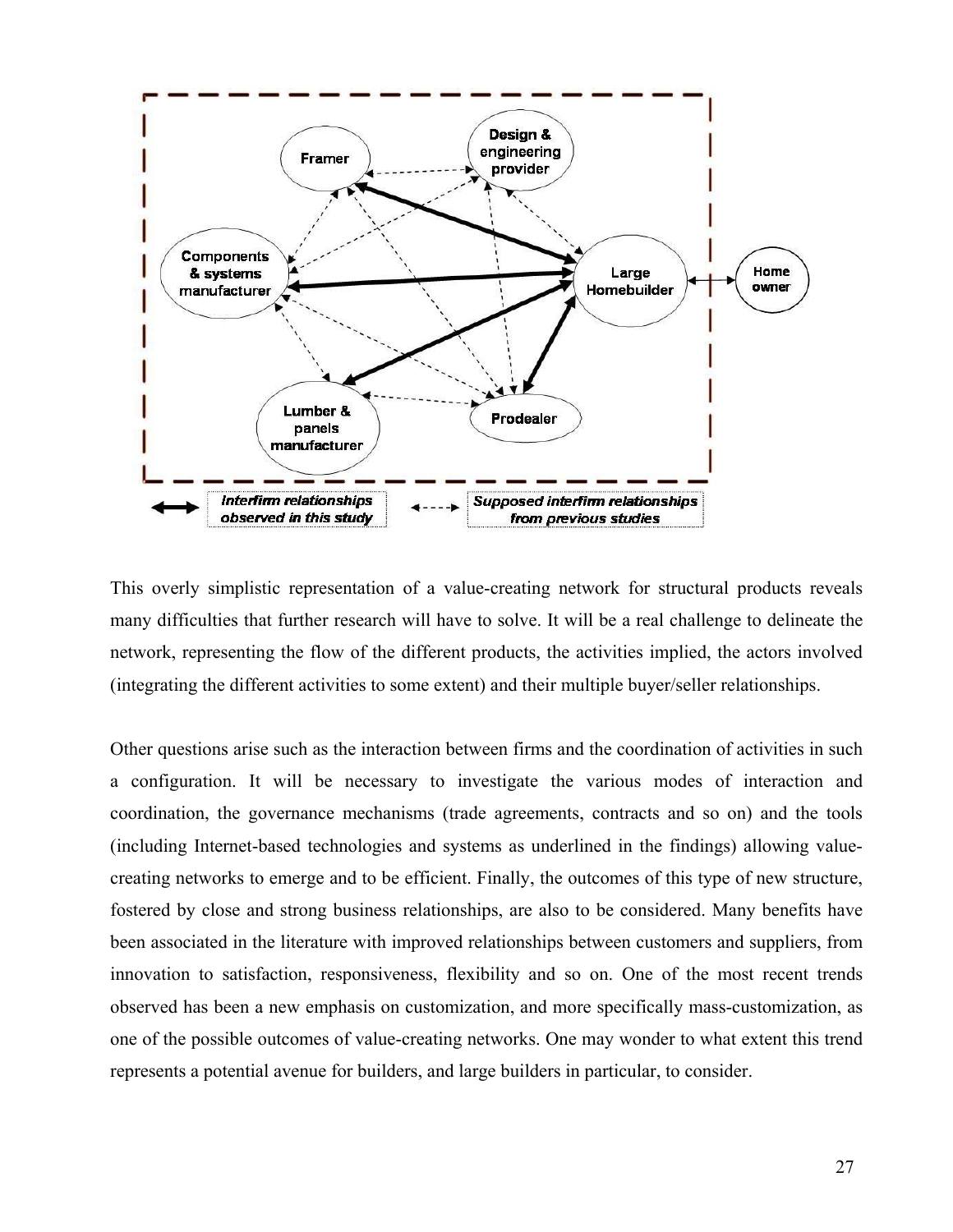This overly simplistic representation of a value-creating network for structural products reveals many difficulties that further research will have to solve. It will be a real challenge to delineate the network, representing the flow of the different products, the activities implied, the actors involved (integrating the different activities to some extent) and their multiple buyer/seller relationships.

Other questions arise such as the interaction between firms and the coordination of activities in such a configuration. It will be necessary to investigate the various modes of interaction and coordination, the governance mechanisms (trade agreements, contracts and so on) and the tools (including Internet-based technologies and systems as underlined in the findings) allowing value-creating networks to emerge and to be efficient. Finally, the outcomes of this type of new structure, fostered by close and strong business relationships, are also to be considered. Many benefits have been associated in the literature with improved relationships between customers and suppliers, from innovation to satisfaction, responsiveness, flexibility and so on. One of the most recent trends observed has been a new emphasis on customization, and more specifically mass-customization, as one of the possible outcomes of value-creating networks. One may wonder to what extent this trend represents a potential avenue for builders, and large builders in particular, to consider.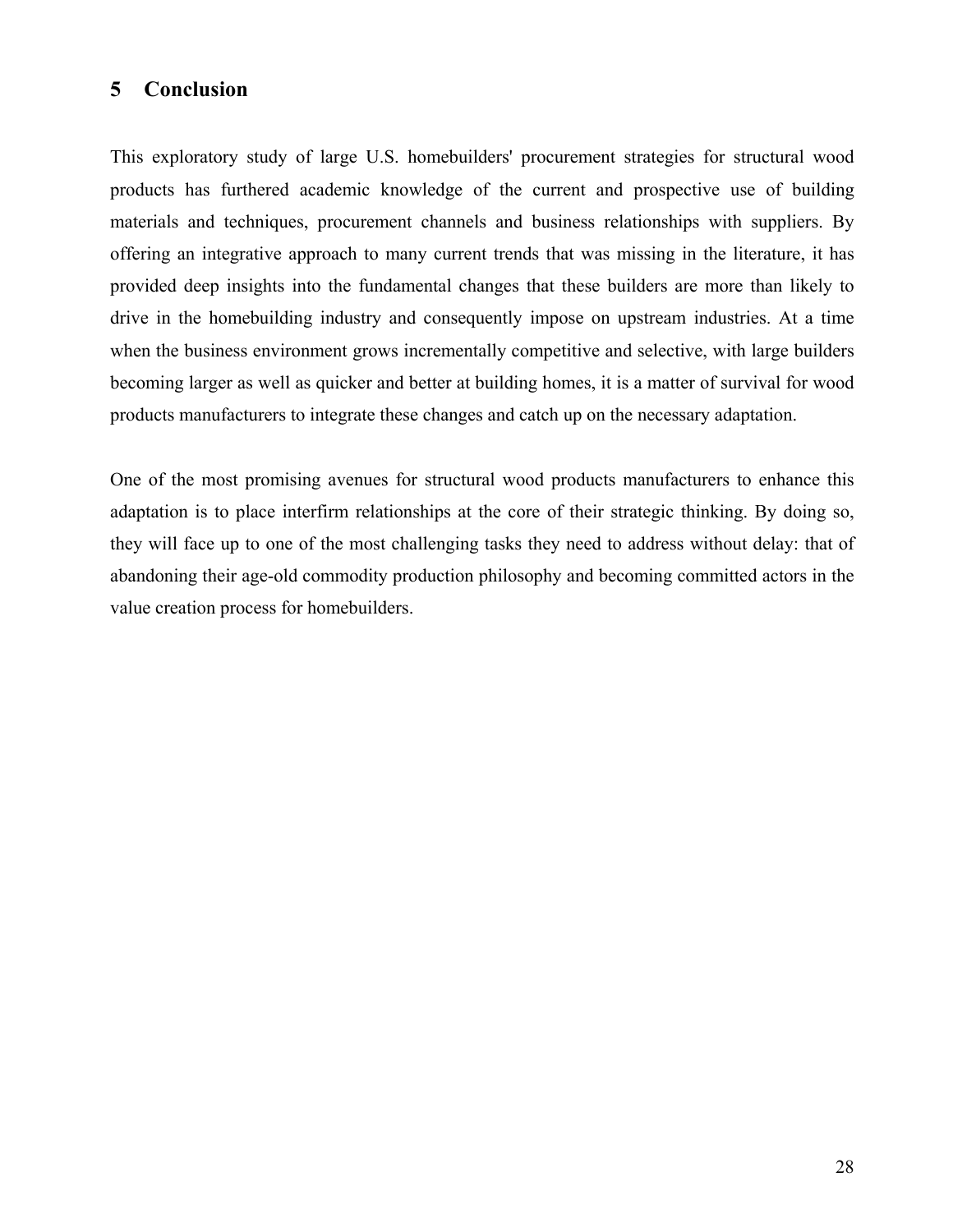# 5 Conclusion

This exploratory study of large U.S. homebuilders' procurement strategies for structural wood products has furthered academic knowledge of the current and prospective use of building materials and techniques, procurement channels and business relationships with suppliers. By offering an integrative approach to many current trends that was missing in the literature, it has provided deep insights into the fundamental changes that these builders are more than likely to drive in the homebuilding industry and consequently impose on upstream industries. At a time when the business environment grows incrementally competitive and selective, with large builders becoming larger as well as quicker and better at building homes, it is a matter of survival for wood products manufacturers to integrate these changes and catch up on the necessary adaptation.

One of the most promising avenues for structural wood products manufacturers to enhance this adaptation is to place interfirm relationships at the core of their strategic thinking. By doing so, they will face up to one of the most challenging tasks they need to address without delay: that of abandoning their age-old commodity production philosophy and becoming committed actors in the value creation process for homebuilders.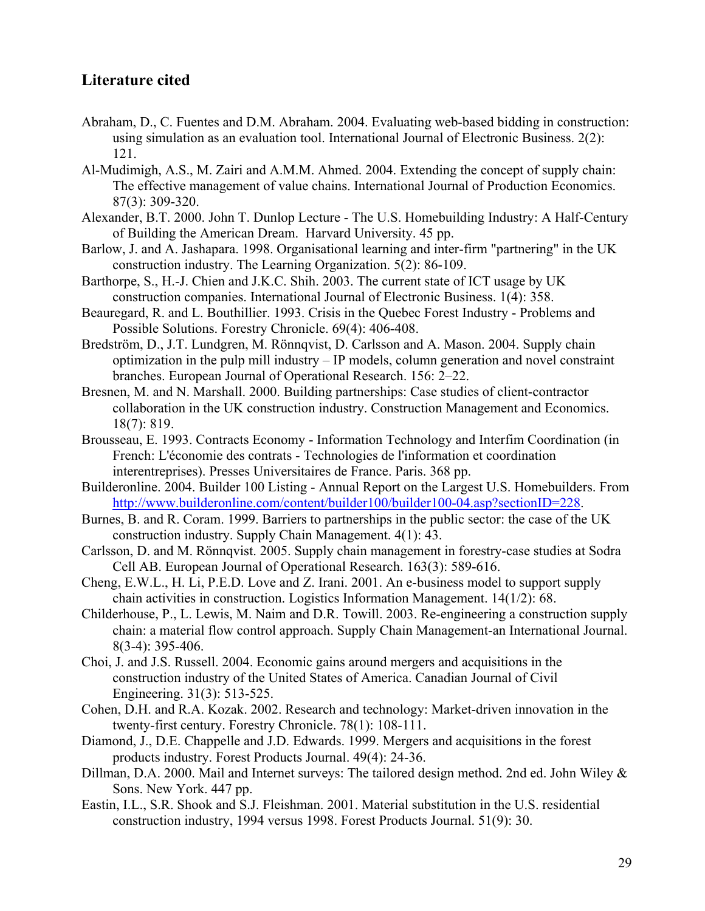## Literature cited

Abraham, D., C. Fuentes and D.M. Abraham. 2004. Evaluating web-based bidding in construction: using simulation as an evaluation tool. International Journal of Electronic Business. 2(2): 121.

Al-Mudimigh, A.S., M. Zairi and A.M.M. Ahmed. 2004. Extending the concept of supply chain: The effective management of value chains. International Journal of Production Economics. 87(3): 309-320.

Alexander, B.T. 2000. John T. Dunlop Lecture - The U.S. Homebuilding Industry: A Half-Century of Building the American Dream. Harvard University. 45 pp.

Barlow, J. and A. Jashapara. 1998. Organisational learning and inter-firm "partnering" in the UK construction industry. The Learning Organization. 5(2): 86-109.

Barthorpe, S., H.-J. Chien and J.K.C. Shih. 2003. The current state of ICT usage by UK construction companies. International Journal of Electronic Business. 1(4): 358.

Beauregard, R. and L. Bouthillier. 1993. Crisis in the Quebec Forest Industry - Problems and Possible Solutions. Forestry Chronicle. 69(4): 406-408.

Bredström, D., J.T. Lundgren, M. Rönnqvist, D. Carlsson and A. Mason. 2004. Supply chain optimization in the pulp mill industry – IP models, column generation and novel constraint branches. European Journal of Operational Research. 156: 2–22.

Bresnen, M. and N. Marshall. 2000. Building partnerships: Case studies of client-contractor collaboration in the UK construction industry. Construction Management and Economics. 18(7): 819.

Brousseau, E. 1993. Contracts Economy - Information Technology and Interfim Coordination (in French: L'économie des contrats - Technologies de l'information et coordination interentreprises). Presses Universitaires de France. Paris. 368 pp.

Builderonline. 2004. Builder 100 Listing - Annual Report on the Largest U.S. Homebuilders. From http://www.builderonline.com/content/builder100/builder100-04.asp?sectionID=228.

Burnes, B. and R. Coram. 1999. Barriers to partnerships in the public sector: the case of the UK construction industry. Supply Chain Management. 4(1): 43.

Carlsson, D. and M. Rönnqvist. 2005. Supply chain management in forestry-case studies at Sodra Cell AB. European Journal of Operational Research. 163(3): 589-616.

Cheng, E.W.L., H. Li, P.E.D. Love and Z. Irani. 2001. An e-business model to support supply chain activities in construction. Logistics Information Management. 14(1/2): 68.

Childerhouse, P., L. Lewis, M. Naim and D.R. Towill. 2003. Re-engineering a construction supply chain: a material flow control approach. Supply Chain Management-an International Journal. 8(3-4): 395-406.

Choi, J. and J.S. Russell. 2004. Economic gains around mergers and acquisitions in the construction industry of the United States of America. Canadian Journal of Civil Engineering. 31(3): 513-525.

Cohen, D.H. and R.A. Kozak. 2002. Research and technology: Market-driven innovation in the twenty-first century. Forestry Chronicle. 78(1): 108-111.

Diamond, J., D.E. Chappelle and J.D. Edwards. 1999. Mergers and acquisitions in the forest products industry. Forest Products Journal. 49(4): 24-36.

Dillman, D.A. 2000. Mail and Internet surveys: The tailored design method. 2nd ed. John Wiley & Sons. New York. 447 pp.

Eastin, I.L., S.R. Shook and S.J. Fleishman. 2001. Material substitution in the U.S. residential construction industry, 1994 versus 1998. Forest Products Journal. 51(9): 30.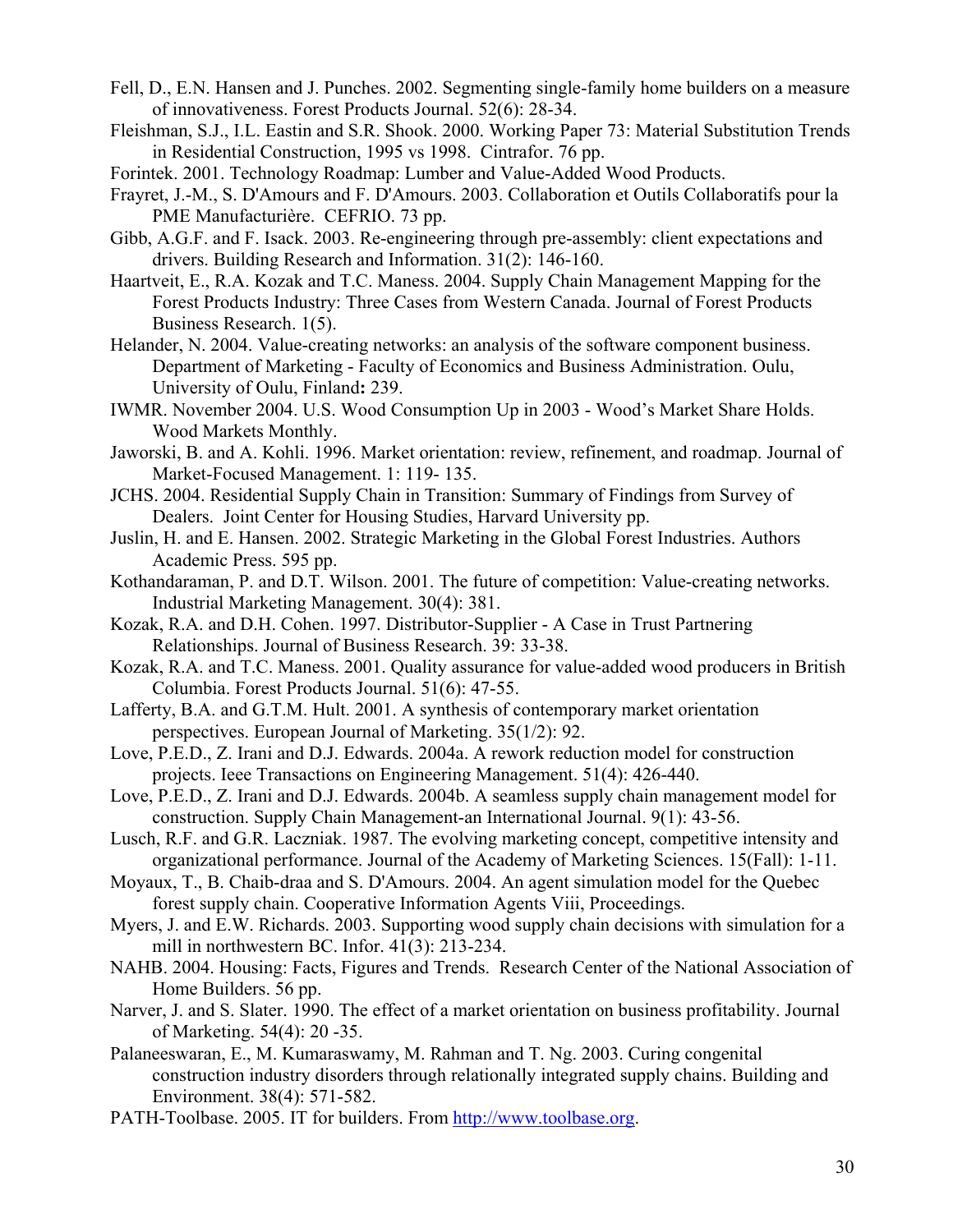Fell, D., E.N. Hansen and J. Punches. 2002. Segmenting single-family home builders on a measure of innovativeness. Forest Products Journal. 52(6): 28-34.

Fleishman, S.J., I.L. Eastin and S.R. Shook. 2000. Working Paper 73: Material Substitution Trends in Residential Construction, 1995 vs 1998. Cintrafor. 76 pp.

Forintek. 2001. Technology Roadmap: Lumber and Value-Added Wood Products.

Frayret, J.-M., S. D'Amours and F. D'Amours. 2003. Collaboration et Outils Collaboratifs pour la PME Manufacturière. CEFRIO. 73 pp.

Gibb, A.G.F. and F. Isack. 2003. Re-engineering through pre-assembly: client expectations and drivers. Building Research and Information. 31(2): 146-160.

Haartveit, E., R.A. Kozak and T.C. Maness. 2004. Supply Chain Management Mapping for the Forest Products Industry: Three Cases from Western Canada. Journal of Forest Products Business Research. 1(5).

Helander, N. 2004. Value-creating networks: an analysis of the software component business. Department of Marketing - Faculty of Economics and Business Administration. Oulu, University of Oulu, Finland**:** 239.

IWMR. November 2004. U.S. Wood Consumption Up in 2003 - Wood's Market Share Holds. Wood Markets Monthly.

Jaworski, B. and A. Kohli. 1996. Market orientation: review, refinement, and roadmap. Journal of Market-Focused Management. 1: 119- 135.

JCHS. 2004. Residential Supply Chain in Transition: Summary of Findings from Survey of Dealers. Joint Center for Housing Studies, Harvard University pp.

Juslin, H. and E. Hansen. 2002. Strategic Marketing in the Global Forest Industries. Authors Academic Press. 595 pp.

Kothandaraman, P. and D.T. Wilson. 2001. The future of competition: Value-creating networks. Industrial Marketing Management. 30(4): 381.

Kozak, R.A. and D.H. Cohen. 1997. Distributor-Supplier - A Case in Trust Partnering Relationships. Journal of Business Research. 39: 33-38.

Kozak, R.A. and T.C. Maness. 2001. Quality assurance for value-added wood producers in British Columbia. Forest Products Journal. 51(6): 47-55.

Lafferty, B.A. and G.T.M. Hult. 2001. A synthesis of contemporary market orientation perspectives. European Journal of Marketing. 35(1/2): 92.

Love, P.E.D., Z. Irani and D.J. Edwards. 2004a. A rework reduction model for construction projects. Ieee Transactions on Engineering Management. 51(4): 426-440.

Love, P.E.D., Z. Irani and D.J. Edwards. 2004b. A seamless supply chain management model for construction. Supply Chain Management-an International Journal. 9(1): 43-56.

Lusch, R.F. and G.R. Laczniak. 1987. The evolving marketing concept, competitive intensity and organizational performance. Journal of the Academy of Marketing Sciences. 15(Fall): 1-11.

Moyaux, T., B. Chaib-draa and S. D'Amours. 2004. An agent simulation model for the Quebec forest supply chain. Cooperative Information Agents Viii, Proceedings.

Myers, J. and E.W. Richards. 2003. Supporting wood supply chain decisions with simulation for a mill in northwestern BC. Infor. 41(3): 213-234.

NAHB. 2004. Housing: Facts, Figures and Trends. Research Center of the National Association of Home Builders. 56 pp.

Narver, J. and S. Slater. 1990. The effect of a market orientation on business profitability. Journal of Marketing. 54(4): 20 -35.

Palaneeswaran, E., M. Kumaraswamy, M. Rahman and T. Ng. 2003. Curing congenital construction industry disorders through relationally integrated supply chains. Building and Environment. 38(4): 571-582.

PATH-Toolbase. 2005. IT for builders. From http://www.toolbase.org.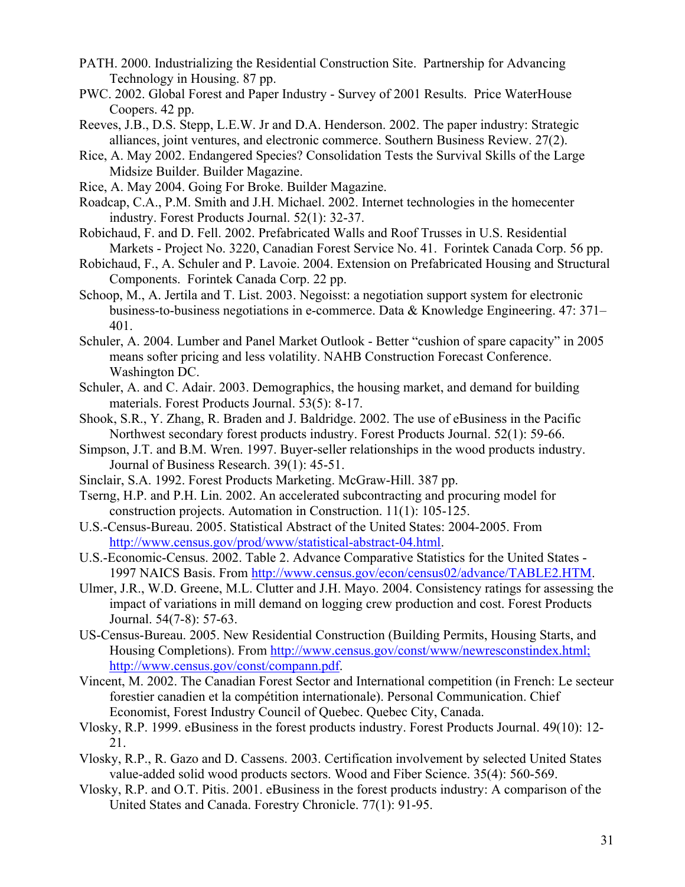PATH. 2000. Industrializing the Residential Construction Site. Partnership for Advancing Technology in Housing. 87 pp.

PWC. 2002. Global Forest and Paper Industry - Survey of 2001 Results. Price WaterHouse Coopers. 42 pp.

Reeves, J.B., D.S. Stepp, L.E.W. Jr and D.A. Henderson. 2002. The paper industry: Strategic alliances, joint ventures, and electronic commerce. Southern Business Review. 27(2).

Rice, A. May 2002. Endangered Species? Consolidation Tests the Survival Skills of the Large Midsize Builder. Builder Magazine.

Rice, A. May 2004. Going For Broke. Builder Magazine.

Roadcap, C.A., P.M. Smith and J.H. Michael. 2002. Internet technologies in the homecenter industry. Forest Products Journal. 52(1): 32-37.

Robichaud, F. and D. Fell. 2002. Prefabricated Walls and Roof Trusses in U.S. Residential Markets - Project No. 3220, Canadian Forest Service No. 41. Forintek Canada Corp. 56 pp.

Robichaud, F., A. Schuler and P. Lavoie. 2004. Extension on Prefabricated Housing and Structural Components. Forintek Canada Corp. 22 pp.

Schoop, M., A. Jertila and T. List. 2003. Negoisst: a negotiation support system for electronic business-to-business negotiations in e-commerce. Data & Knowledge Engineering. 47: 371–401.

Schuler, A. 2004. Lumber and Panel Market Outlook - Better "cushion of spare capacity" in 2005 means softer pricing and less volatility. NAHB Construction Forecast Conference. Washington DC.

Schuler, A. and C. Adair. 2003. Demographics, the housing market, and demand for building materials. Forest Products Journal. 53(5): 8-17.

Shook, S.R., Y. Zhang, R. Braden and J. Baldridge. 2002. The use of eBusiness in the Pacific Northwest secondary forest products industry. Forest Products Journal. 52(1): 59-66.

Simpson, J.T. and B.M. Wren. 1997. Buyer-seller relationships in the wood products industry. Journal of Business Research. 39(1): 45-51.

Sinclair, S.A. 1992. Forest Products Marketing. McGraw-Hill. 387 pp.

Tserng, H.P. and P.H. Lin. 2002. An accelerated subcontracting and procuring model for construction projects. Automation in Construction. 11(1): 105-125.

U.S.-Census-Bureau. 2005. Statistical Abstract of the United States: 2004-2005. From http://www.census.gov/prod/www/statistical-abstract-04.html.

U.S.-Economic-Census. 2002. Table 2. Advance Comparative Statistics for the United States - 1997 NAICS Basis. From http://www.census.gov/econ/census02/advance/TABLE2.HTM.

Ulmer, J.R., W.D. Greene, M.L. Clutter and J.H. Mayo. 2004. Consistency ratings for assessing the impact of variations in mill demand on logging crew production and cost. Forest Products Journal. 54(7-8): 57-63.

US-Census-Bureau. 2005. New Residential Construction (Building Permits, Housing Starts, and Housing Completions). From http://www.census.gov/const/www/newresconstindex.html; http://www.census.gov/const/compann.pdf.

Vincent, M. 2002. The Canadian Forest Sector and International competition (in French: Le secteur forestier canadien et la compétition internationale). Personal Communication. Chief Economist, Forest Industry Council of Quebec. Quebec City, Canada.

Vlosky, R.P. 1999. eBusiness in the forest products industry. Forest Products Journal. 49(10): 12-21.

Vlosky, R.P., R. Gazo and D. Cassens. 2003. Certification involvement by selected United States value-added solid wood products sectors. Wood and Fiber Science. 35(4): 560-569.

Vlosky, R.P. and O.T. Pitis. 2001. eBusiness in the forest products industry: A comparison of the United States and Canada. Forestry Chronicle. 77(1): 91-95.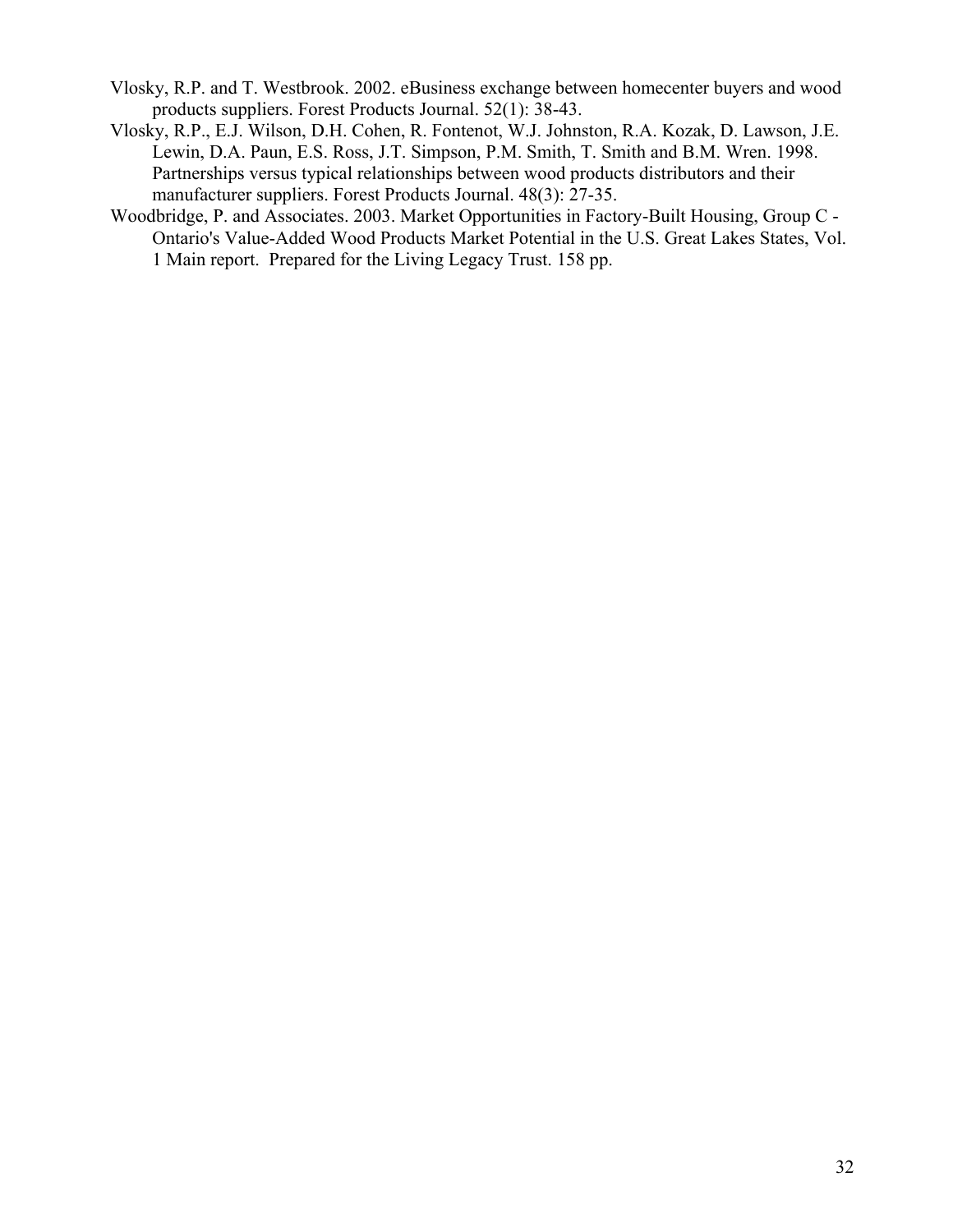Vlosky, R.P. and T. Westbrook. 2002. eBusiness exchange between homecenter buyers and wood products suppliers. Forest Products Journal. 52(1): 38-43.

Vlosky, R.P., E.J. Wilson, D.H. Cohen, R. Fontenot, W.J. Johnston, R.A. Kozak, D. Lawson, J.E. Lewin, D.A. Paun, E.S. Ross, J.T. Simpson, P.M. Smith, T. Smith and B.M. Wren. 1998. Partnerships versus typical relationships between wood products distributors and their manufacturer suppliers. Forest Products Journal. 48(3): 27-35.

Woodbridge, P. and Associates. 2003. Market Opportunities in Factory-Built Housing, Group C - Ontario's Value-Added Wood Products Market Potential in the U.S. Great Lakes States, Vol. 1 Main report. Prepared for the Living Legacy Trust. 158 pp.